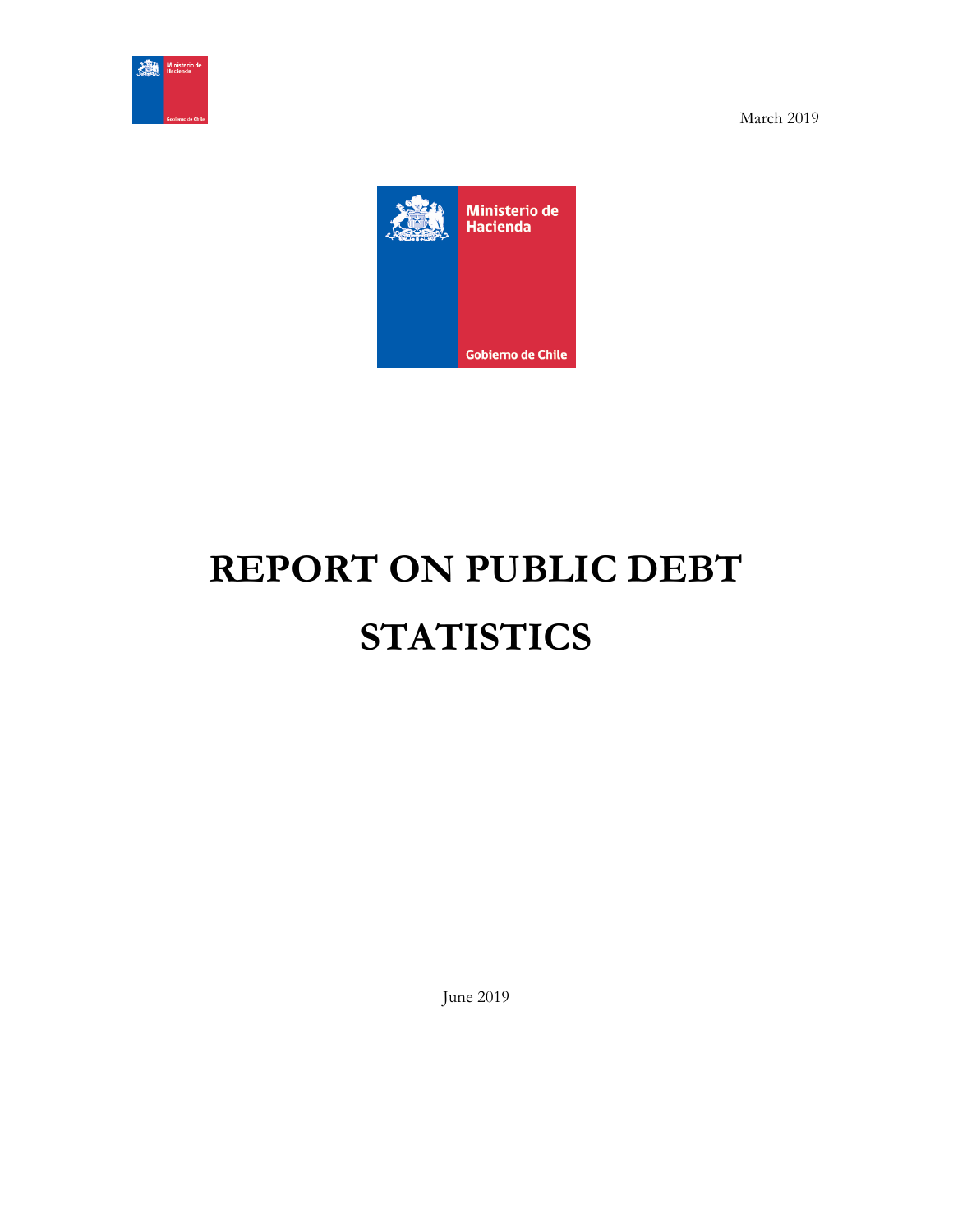March 2019

Ministerio de Hacienda

Gobierno de Chile

# REPORT ON PUBLIC DEBT STATISTICS

June 2019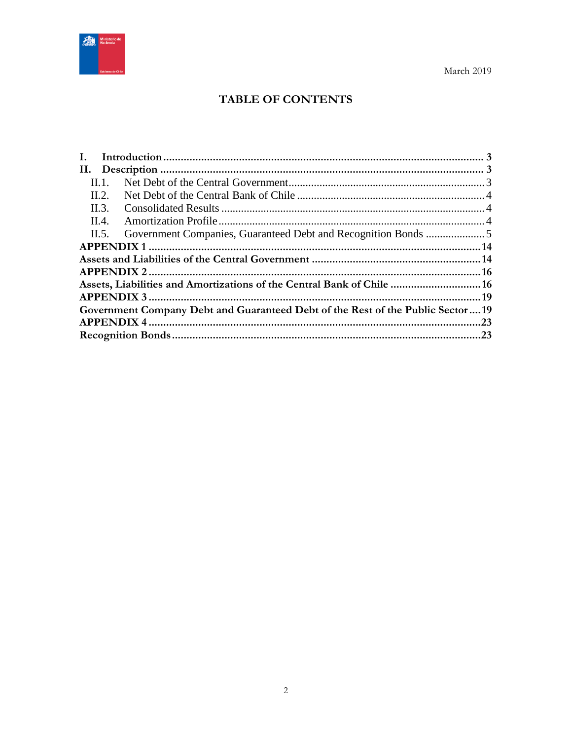March 2019

# TABLE OF CONTENTS

**I. Introduction** .......... **3**

**II. Description** .......... **3**

- II.1. Net Debt of the Central Government .......... 3
- II.2. Net Debt of the Central Bank of Chile .......... 4
- II.3. Consolidated Results .......... 4
- II.4. Amortization Profile .......... 4
- II.5. Government Companies, Guaranteed Debt and Recognition Bonds .......... 5

**APPENDIX 1** .......... **14**

**Assets and Liabilities of the Central Government** .......... **14**

**APPENDIX 2** .......... **16**

**Assets, Liabilities and Amortizations of the Central Bank of Chile** .......... **16**

**APPENDIX 3** .......... **19**

**Government Company Debt and Guaranteed Debt of the Rest of the Public Sector** .......... **19**

**APPENDIX 4** .......... **23**

**Recognition Bonds** .......... **23**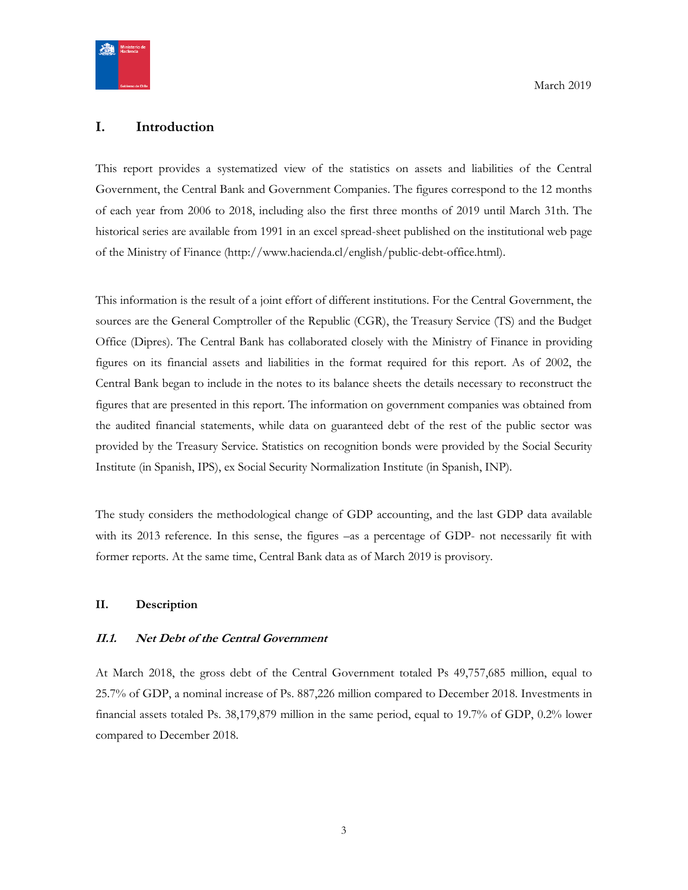March 2019

# I. Introduction

This report provides a systematized view of the statistics on assets and liabilities of the Central Government, the Central Bank and Government Companies. The figures correspond to the 12 months of each year from 2006 to 2018, including also the first three months of 2019 until March 31th. The historical series are available from 1991 in an excel spread-sheet published on the institutional web page of the Ministry of Finance (http://www.hacienda.cl/english/public-debt-office.html).

This information is the result of a joint effort of different institutions. For the Central Government, the sources are the General Comptroller of the Republic (CGR), the Treasury Service (TS) and the Budget Office (Dipres). The Central Bank has collaborated closely with the Ministry of Finance in providing figures on its financial assets and liabilities in the format required for this report. As of 2002, the Central Bank began to include in the notes to its balance sheets the details necessary to reconstruct the figures that are presented in this report. The information on government companies was obtained from the audited financial statements, while data on guaranteed debt of the rest of the public sector was provided by the Treasury Service. Statistics on recognition bonds were provided by the Social Security Institute (in Spanish, IPS), ex Social Security Normalization Institute (in Spanish, INP).

The study considers the methodological change of GDP accounting, and the last GDP data available with its 2013 reference. In this sense, the figures –as a percentage of GDP- not necessarily fit with former reports. At the same time, Central Bank data as of March 2019 is provisory.

## II. Description

### *II.1. Net Debt of the Central Government*

At March 2018, the gross debt of the Central Government totaled Ps 49,757,685 million, equal to 25.7% of GDP, a nominal increase of Ps. 887,226 million compared to December 2018. Investments in financial assets totaled Ps. 38,179,879 million in the same period, equal to 19.7% of GDP, 0.2% lower compared to December 2018.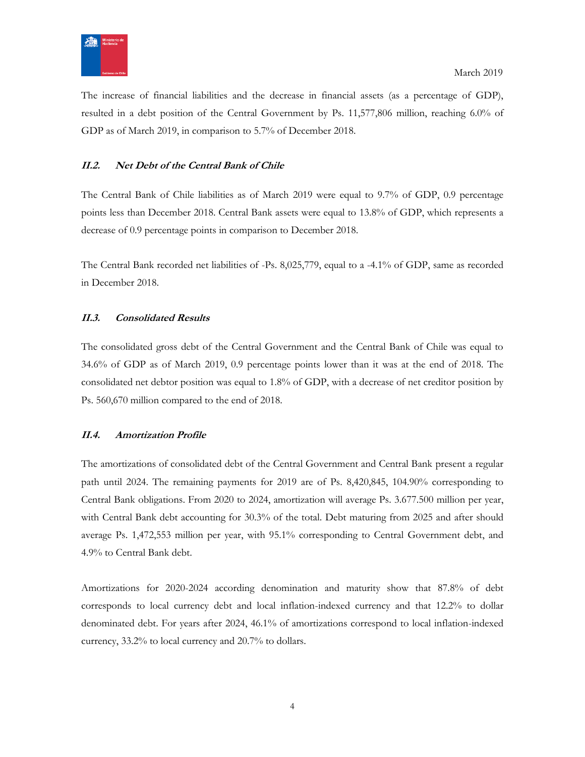The increase of financial liabilities and the decrease in financial assets (as a percentage of GDP), resulted in a debt position of the Central Government by Ps. 11,577,806 million, reaching 6.0% of GDP as of March 2019, in comparison to 5.7% of December 2018.

### *II.2. Net Debt of the Central Bank of Chile*

The Central Bank of Chile liabilities as of March 2019 were equal to 9.7% of GDP, 0.9 percentage points less than December 2018. Central Bank assets were equal to 13.8% of GDP, which represents a decrease of 0.9 percentage points in comparison to December 2018.

The Central Bank recorded net liabilities of -Ps. 8,025,779, equal to a -4.1% of GDP, same as recorded in December 2018.

### *II.3. Consolidated Results*

The consolidated gross debt of the Central Government and the Central Bank of Chile was equal to 34.6% of GDP as of March 2019, 0.9 percentage points lower than it was at the end of 2018. The consolidated net debtor position was equal to 1.8% of GDP, with a decrease of net creditor position by Ps. 560,670 million compared to the end of 2018.

### *II.4. Amortization Profile*

The amortizations of consolidated debt of the Central Government and Central Bank present a regular path until 2024. The remaining payments for 2019 are of Ps. 8,420,845, 104.90% corresponding to Central Bank obligations. From 2020 to 2024, amortization will average Ps. 3.677.500 million per year, with Central Bank debt accounting for 30.3% of the total. Debt maturing from 2025 and after should average Ps. 1,472,553 million per year, with 95.1% corresponding to Central Government debt, and 4.9% to Central Bank debt.

Amortizations for 2020-2024 according denomination and maturity show that 87.8% of debt corresponds to local currency debt and local inflation-indexed currency and that 12.2% to dollar denominated debt. For years after 2024, 46.1% of amortizations correspond to local inflation-indexed currency, 33.2% to local currency and 20.7% to dollars.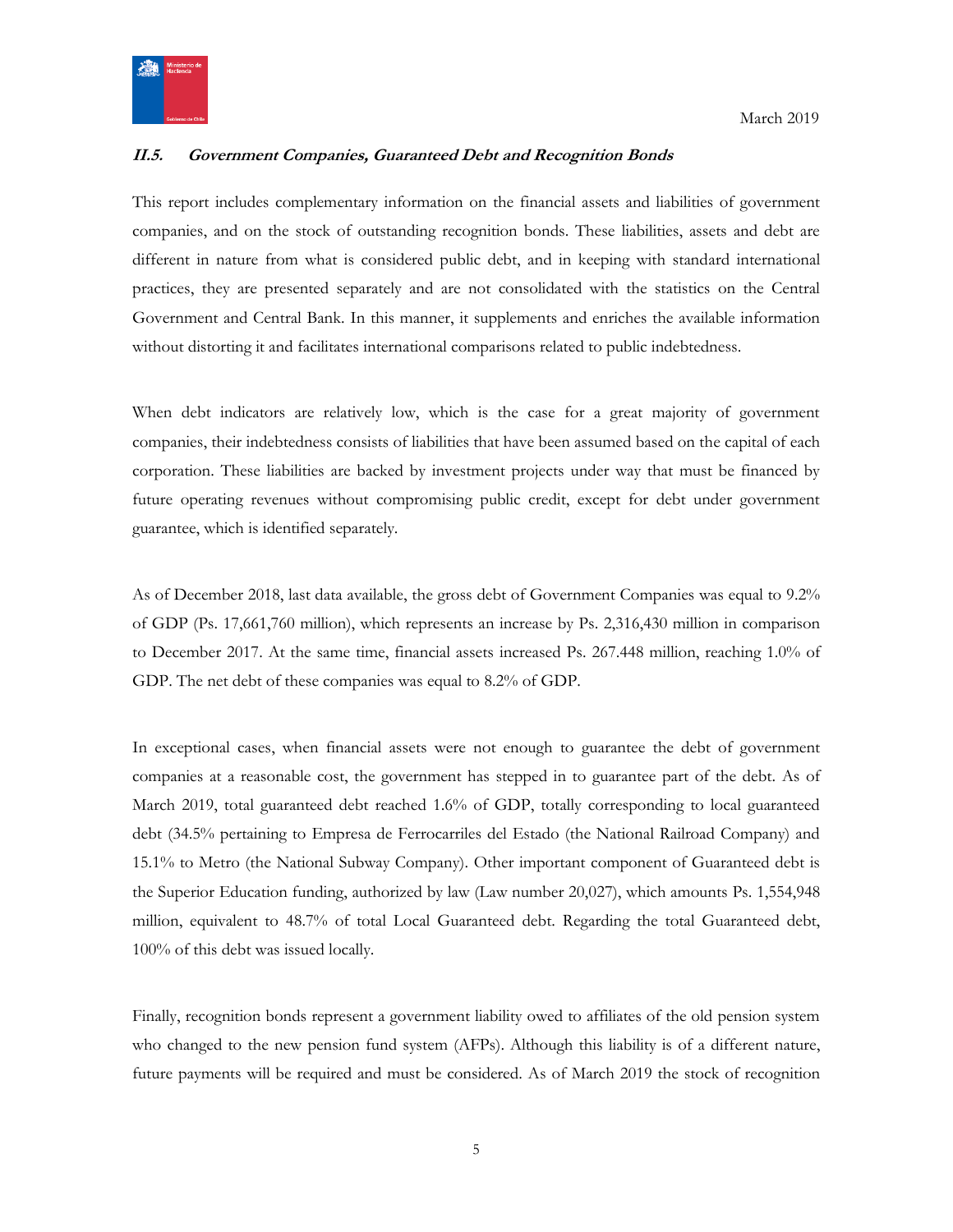### *II.5. Government Companies, Guaranteed Debt and Recognition Bonds*

This report includes complementary information on the financial assets and liabilities of government companies, and on the stock of outstanding recognition bonds. These liabilities, assets and debt are different in nature from what is considered public debt, and in keeping with standard international practices, they are presented separately and are not consolidated with the statistics on the Central Government and Central Bank. In this manner, it supplements and enriches the available information without distorting it and facilitates international comparisons related to public indebtedness.

When debt indicators are relatively low, which is the case for a great majority of government companies, their indebtedness consists of liabilities that have been assumed based on the capital of each corporation. These liabilities are backed by investment projects under way that must be financed by future operating revenues without compromising public credit, except for debt under government guarantee, which is identified separately.

As of December 2018, last data available, the gross debt of Government Companies was equal to 9.2% of GDP (Ps. 17,661,760 million), which represents an increase by Ps. 2,316,430 million in comparison to December 2017. At the same time, financial assets increased Ps. 267.448 million, reaching 1.0% of GDP. The net debt of these companies was equal to 8.2% of GDP.

In exceptional cases, when financial assets were not enough to guarantee the debt of government companies at a reasonable cost, the government has stepped in to guarantee part of the debt. As of March 2019, total guaranteed debt reached 1.6% of GDP, totally corresponding to local guaranteed debt (34.5% pertaining to Empresa de Ferrocarriles del Estado (the National Railroad Company) and 15.1% to Metro (the National Subway Company). Other important component of Guaranteed debt is the Superior Education funding, authorized by law (Law number 20,027), which amounts Ps. 1,554,948 million, equivalent to 48.7% of total Local Guaranteed debt. Regarding the total Guaranteed debt, 100% of this debt was issued locally.

Finally, recognition bonds represent a government liability owed to affiliates of the old pension system who changed to the new pension fund system (AFPs). Although this liability is of a different nature, future payments will be required and must be considered. As of March 2019 the stock of recognition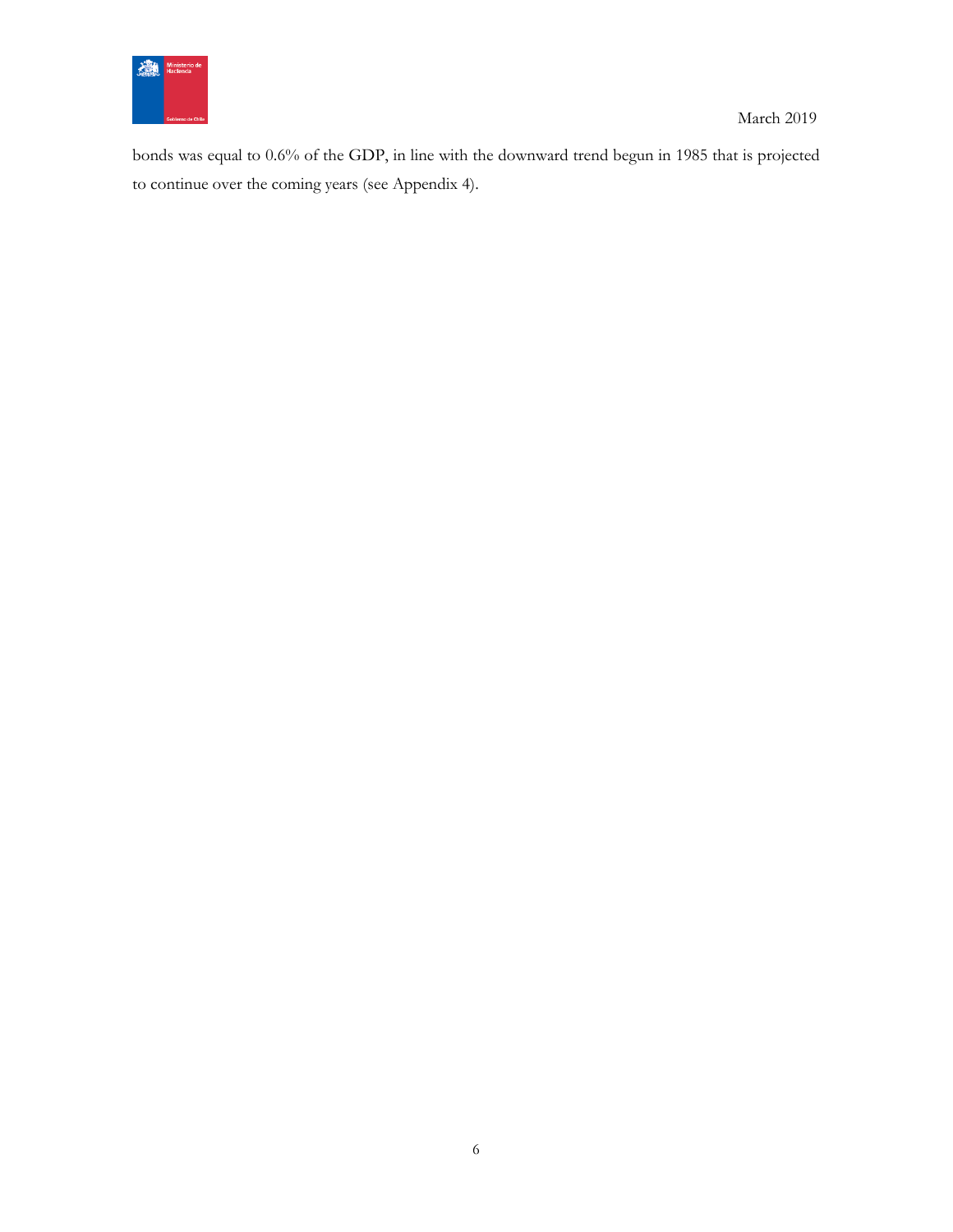bonds was equal to 0.6% of the GDP, in line with the downward trend begun in 1985 that is projected to continue over the coming years (see Appendix 4).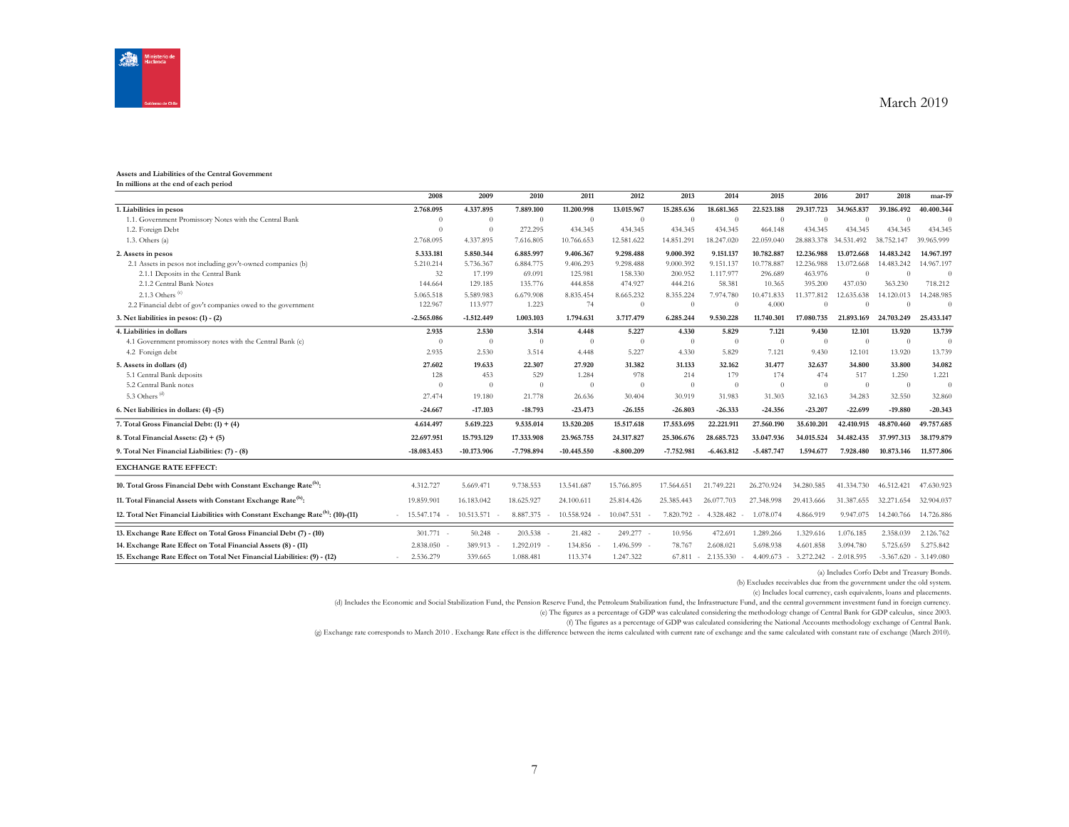**Assets and Liabilities of the Central Government**
**In millions at the end of each period**

| | 2008 | 2009 | 2010 | 2011 | 2012 | 2013 | 2014 | 2015 | 2016 | 2017 | 2018 | mar-19 |
|---|---|---|---|---|---|---|---|---|---|---|---|---|
| **1. Liabilities in pesos** | **2.768.095** | **4.337.895** | **7.889.100** | **11.200.998** | **13.015.967** | **15.285.636** | **18.681.365** | **22.523.188** | **29.317.723** | **34.965.837** | **39.186.492** | **40.400.344** |
| 1.1. Government Promissory Notes with the Central Bank | 0 | 0 | 0 | 0 | 0 | 0 | 0 | 0 | 0 | 0 | 0 | 0 |
| 1.2. Foreign Debt | 0 | 0 | 272.295 | 434.345 | 434.345 | 434.345 | 434.345 | 464.148 | 434.345 | 434.345 | 434.345 | 434.345 |
| 1.3. Others (a) | 2.768.095 | 4.337.895 | 7.616.805 | 10.766.653 | 12.581.622 | 14.851.291 | 18.247.020 | 22.059.040 | 28.883.378 | 34.531.492 | 38.752.147 | 39.965.999 |
| **2. Assets in pesos** | **5.333.181** | **5.850.344** | **6.885.997** | **9.406.367** | **9.298.488** | **9.000.392** | **9.151.137** | **10.782.887** | **12.236.988** | **13.072.668** | **14.483.242** | **14.967.197** |
| 2.1 Assets in pesos not including gov't-owned companies (b) | 5.210.214 | 5.736.367 | 6.884.775 | 9.406.293 | 9.298.488 | 9.000.392 | 9.151.137 | 10.778.887 | 12.236.988 | 13.072.668 | 14.483.242 | 14.967.197 |
| 2.1.1 Deposits in the Central Bank | 32 | 17.199 | 69.091 | 125.981 | 158.330 | 200.952 | 1.117.977 | 296.689 | 463.976 | 0 | 0 | 0 |
| 2.1.2 Central Bank Notes | 144.664 | 129.185 | 135.776 | 444.858 | 474.927 | 444.216 | 58.381 | 10.365 | 395.200 | 437.030 | 363.230 | 718.212 |
| 2.1.3 Others [c] | 5.065.518 | 5.589.983 | 6.679.908 | 8.835.454 | 8.665.232 | 8.355.224 | 7.974.780 | 10.471.833 | 11.377.812 | 12.635.638 | 14.120.013 | 14.248.985 |
| 2.2 Financial debt of gov't companies owed to the government | 122.967 | 113.977 | 1.223 | 74 | 0 | 0 | 0 | 4.000 | 0 | 0 | 0 | 0 |
| **3. Net liabilities in pesos: (1) - (2)** | **-2.565.086** | **-1.512.449** | **1.003.103** | **1.794.631** | **3.717.479** | **6.285.244** | **9.530.228** | **11.740.301** | **17.080.735** | **21.893.169** | **24.703.249** | **25.433.147** |
| **4. Liabilities in dollars** | **2.935** | **2.530** | **3.514** | **4.448** | **5.227** | **4.330** | **5.829** | **7.121** | **9.430** | **12.101** | **13.920** | **13.739** |
| 4.1 Government promissory notes with the Central Bank (c) | 0 | 0 | 0 | 0 | 0 | 0 | 0 | 0 | 0 | 0 | 0 | 0 |
| 4.2 Foreign debt | 2.935 | 2.530 | 3.514 | 4.448 | 5.227 | 4.330 | 5.829 | 7.121 | 9.430 | 12.101 | 13.920 | 13.739 |
| **5. Assets in dollars (d)** | **27.602** | **19.633** | **22.307** | **27.920** | **31.382** | **31.133** | **32.162** | **31.477** | **32.637** | **34.800** | **33.800** | **34.082** |
| 5.1 Central Bank deposits | 128 | 453 | 529 | 1.284 | 978 | 214 | 179 | 174 | 474 | 517 | 1.250 | 1.221 |
| 5.2 Central Bank notes | 0 | 0 | 0 | 0 | 0 | 0 | 0 | 0 | 0 | 0 | 0 | 0 |
| 5.3 Others [d] | 27.474 | 19.180 | 21.778 | 26.636 | 30.404 | 30.919 | 31.983 | 31.303 | 32.163 | 34.283 | 32.550 | 32.860 |
| **6. Net liabilities in dollars: (4) -(5)** | **-24.667** | **-17.103** | **-18.793** | **-23.473** | **-26.155** | **-26.803** | **-26.333** | **-24.356** | **-23.207** | **-22.699** | **-19.880** | **-20.343** |
| **7. Total Gross Financial Debt: (1) + (4)** | **4.614.497** | **5.619.223** | **9.535.014** | **13.520.205** | **15.517.618** | **17.553.695** | **22.221.911** | **27.560.190** | **35.610.201** | **42.410.915** | **48.870.460** | **49.757.685** |
| **8. Total Financial Assets: (2) + (5)** | **22.697.951** | **15.793.129** | **17.333.908** | **23.965.755** | **24.317.827** | **25.306.676** | **28.685.723** | **33.047.936** | **34.015.524** | **34.482.435** | **37.997.313** | **38.179.879** |
| **9. Total Net Financial Liabilities: (7) - (8)** | **-18.083.453** | **-10.173.906** | **-7.798.894** | **-10.445.550** | **-8.800.209** | **-7.752.981** | **-6.463.812** | **-5.487.747** | **1.594.677** | **7.928.480** | **10.873.146** | **11.577.806** |
| **EXCHANGE RATE EFFECT:** | | | | | | | | | | | | |
| **10. Total Gross Financial Debt with Constant Exchange Rate[g]:** | 4.312.727 | 5.669.471 | 9.738.553 | 13.541.687 | 15.766.895 | 17.564.651 | 21.749.221 | 26.270.924 | 34.280.585 | 41.334.730 | 46.512.421 | 47.630.923 |
| **11. Total Financial Assets with Constant Exchange Rate[g]:** | 19.859.901 | 16.183.042 | 18.625.927 | 24.100.611 | 25.814.426 | 25.385.443 | 26.077.703 | 27.348.998 | 29.413.666 | 31.387.655 | 32.271.654 | 32.904.037 |
| **12. Total Net Financial Liabilities with Constant Exchange Rate[g]: (10)-(11)** | -15.547.174 | -10.513.571 | -8.887.375 | -10.558.924 | -10.047.531 | -7.820.792 | -4.328.482 | -1.078.074 | 4.866.919 | 9.947.075 | 14.240.766 | 14.726.886 |
| **13. Exchange Rate Effect on Total Gross Financial Debt (7) - (10)** | 301.771 | -50.248 | -203.538 | -21.482 | -249.277 | -10.956 | 472.691 | 1.289.266 | 1.329.616 | 1.076.185 | 2.358.039 | 2.126.762 |
| **14. Exchange Rate Effect on Total Financial Assets (8) - (11)** | 2.838.050 | -389.913 | -1.292.019 | -134.856 | -1.496.599 | -78.767 | 2.608.021 | 5.698.938 | 4.601.858 | 3.094.780 | 5.725.659 | 5.275.842 |
| **15. Exchange Rate Effect on Total Net Financial Liabilities: (9) - (12)** | -2.536.279 | 339.665 | 1.088.481 | 113.374 | 1.247.322 | 67.811 | -2.135.330 | -4.409.673 | -3.272.242 | -2.018.595 | -3.367.620 | -3.149.080 |

(a) Includes Corfo Debt and Treasury Bonds.

(b) Excludes receivables due from the government under the old system.

(c) Includes local currency, cash equivalents, loans and placements.

(d) Includes the Economic and Social Stabilization Fund, the Pension Reserve Fund, the Petroleum Stabilization fund, the Infrastructure Fund, and the central government investment fund in foreign currency.

(e) The figures as a percentage of GDP was calculated considering the methodology change of Central Bank for GDP calculus, since 2003.

(f) The figures as a percentage of GDP was calculated considering the National Accounts methodology exchange of Central Bank.

(g) Exchange rate corresponds to March 2010 . Exchange Rate effect is the difference between the items calculated with current rate of exchange and the same calculated with constant rate of exchange (March 2010).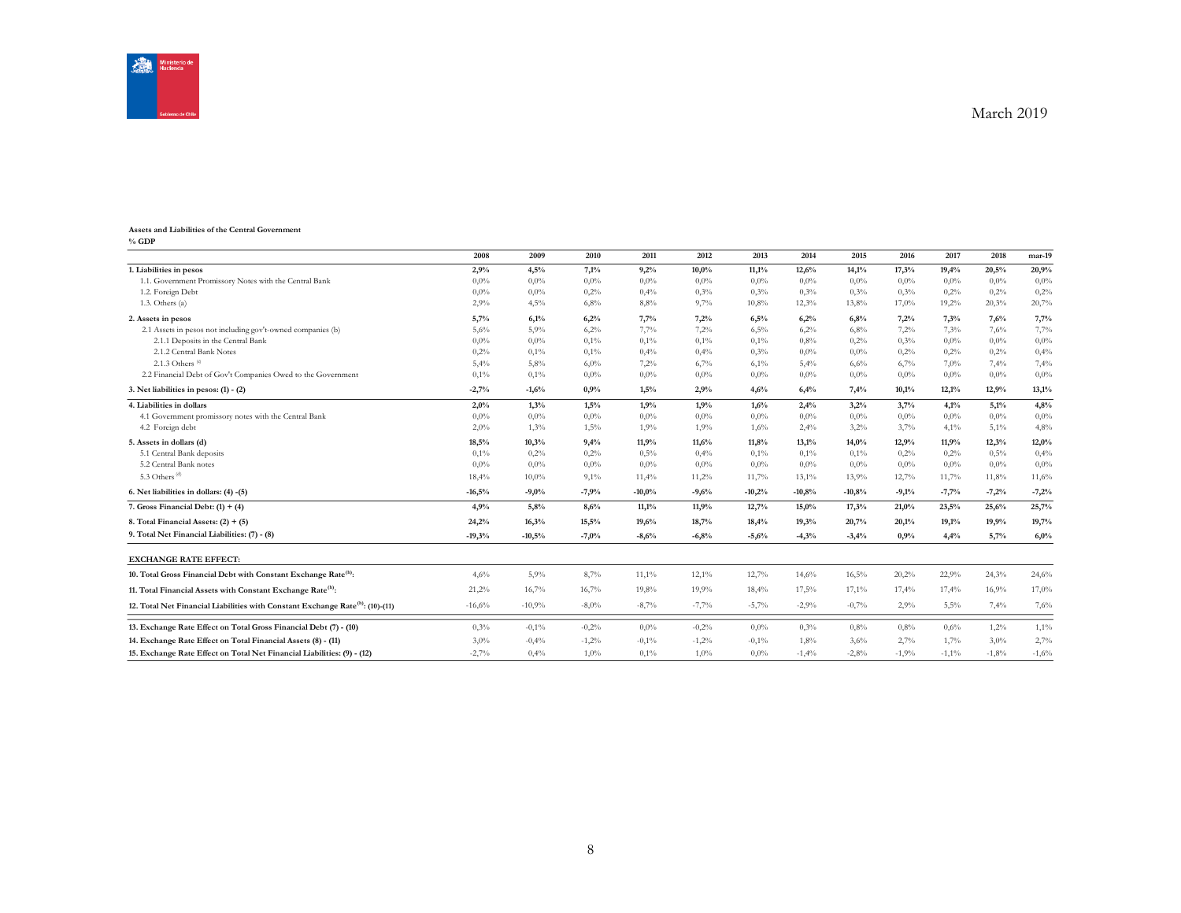March 2019

**Assets and Liabilities of the Central Government**
**% GDP**

| | 2008 | 2009 | 2010 | 2011 | 2012 | 2013 | 2014 | 2015 | 2016 | 2017 | 2018 | mar-19 |
|---|---|---|---|---|---|---|---|---|---|---|---|---|
| **1. Liabilities in pesos** | **2,9%** | **4,5%** | **7,1%** | **9,2%** | **10,0%** | **11,1%** | **12,6%** | **14,1%** | **17,3%** | **19,4%** | **20,5%** | **20,9%** |
| 1.1. Government Promissory Notes with the Central Bank | 0,0% | 0,0% | 0,0% | 0,0% | 0,0% | 0,0% | 0,0% | 0,0% | 0,0% | 0,0% | 0,0% | 0,0% |
| 1.2. Foreign Debt | 0,0% | 0,0% | 0,2% | 0,4% | 0,3% | 0,3% | 0,3% | 0,3% | 0,3% | 0,2% | 0,2% | 0,2% |
| 1.3. Others (a) | 2,9% | 4,5% | 6,8% | 8,8% | 9,7% | 10,8% | 12,3% | 13,8% | 17,0% | 19,2% | 20,3% | 20,7% |
| **2. Assets in pesos** | **5,7%** | **6,1%** | **6,2%** | **7,7%** | **7,2%** | **6,5%** | **6,2%** | **6,8%** | **7,2%** | **7,3%** | **7,6%** | **7,7%** |
| 2.1 Assets in pesos not including gov't-owned companies (b) | 5,6% | 5,9% | 6,2% | 7,7% | 7,2% | 6,5% | 6,2% | 6,8% | 7,2% | 7,3% | 7,6% | 7,7% |
| 2.1.1 Deposits in the Central Bank | 0,0% | 0,0% | 0,1% | 0,1% | 0,1% | 0,1% | 0,8% | 0,2% | 0,3% | 0,0% | 0,0% | 0,0% |
| 2.1.2 Central Bank Notes | 0,2% | 0,1% | 0,1% | 0,4% | 0,4% | 0,3% | 0,0% | 0,0% | 0,2% | 0,2% | 0,2% | 0,4% |
| 2.1.3 Others [c] | 5,4% | 5,8% | 6,0% | 7,2% | 6,7% | 6,1% | 5,4% | 6,6% | 6,7% | 7,0% | 7,4% | 7,4% |
| 2.2 Financial Debt of Gov't Companies Owed to the Government | 0,1% | 0,1% | 0,0% | 0,0% | 0,0% | 0,0% | 0,0% | 0,0% | 0,0% | 0,0% | 0,0% | 0,0% |
| **3. Net liabilities in pesos: (1) - (2)** | **-2,7%** | **-1,6%** | **0,9%** | **1,5%** | **2,9%** | **4,6%** | **6,4%** | **7,4%** | **10,1%** | **12,1%** | **12,9%** | **13,1%** |
| **4. Liabilities in dollars** | **2,0%** | **1,3%** | **1,5%** | **1,9%** | **1,9%** | **1,6%** | **2,4%** | **3,2%** | **3,7%** | **4,1%** | **5,1%** | **4,8%** |
| 4.1 Government promissory notes with the Central Bank | 0,0% | 0,0% | 0,0% | 0,0% | 0,0% | 0,0% | 0,0% | 0,0% | 0,0% | 0,0% | 0,0% | 0,0% |
| 4.2 Foreign debt | 2,0% | 1,3% | 1,5% | 1,9% | 1,9% | 1,6% | 2,4% | 3,2% | 3,7% | 4,1% | 5,1% | 4,8% |
| **5. Assets in dollars (d)** | **18,5%** | **10,3%** | **9,4%** | **11,9%** | **11,6%** | **11,8%** | **13,1%** | **14,0%** | **12,9%** | **11,9%** | **12,3%** | **12,0%** |
| 5.1 Central Bank deposits | 0,1% | 0,2% | 0,2% | 0,5% | 0,4% | 0,1% | 0,1% | 0,1% | 0,2% | 0,2% | 0,5% | 0,4% |
| 5.2 Central Bank notes | 0,0% | 0,0% | 0,0% | 0,0% | 0,0% | 0,0% | 0,0% | 0,0% | 0,0% | 0,0% | 0,0% | 0,0% |
| 5.3 Others [d] | 18,4% | 10,0% | 9,1% | 11,4% | 11,2% | 11,7% | 13,1% | 13,9% | 12,7% | 11,7% | 11,8% | 11,6% |
| **6. Net liabilities in dollars: (4) -(5)** | **-16,5%** | **-9,0%** | **-7,9%** | **-10,0%** | **-9,6%** | **-10,2%** | **-10,8%** | **-10,8%** | **-9,1%** | **-7,7%** | **-7,2%** | **-7,2%** |
| **7. Gross Financial Debt: (1) + (4)** | **4,9%** | **5,8%** | **8,6%** | **11,1%** | **11,9%** | **12,7%** | **15,0%** | **17,3%** | **21,0%** | **23,5%** | **25,6%** | **25,7%** |
| **8. Total Financial Assets: (2) + (5)** | **24,2%** | **16,3%** | **15,5%** | **19,6%** | **18,7%** | **18,4%** | **19,3%** | **20,7%** | **20,1%** | **19,1%** | **19,9%** | **19,7%** |
| **9. Total Net Financial Liabilities: (7) - (8)** | **-19,3%** | **-10,5%** | **-7,0%** | **-8,6%** | **-6,8%** | **-5,6%** | **-4,3%** | **-3,4%** | **0,9%** | **4,4%** | **5,7%** | **6,0%** |
| **EXCHANGE RATE EFFECT:** | | | | | | | | | | | | |
| **10. Total Gross Financial Debt with Constant Exchange Rate[h]:** | 4,6% | 5,9% | 8,7% | 11,1% | 12,1% | 12,7% | 14,6% | 16,5% | 20,2% | 22,9% | 24,3% | 24,6% |
| **11. Total Financial Assets with Constant Exchange Rate[h]:** | 21,2% | 16,7% | 16,7% | 19,8% | 19,9% | 18,4% | 17,5% | 17,1% | 17,4% | 17,4% | 16,9% | 17,0% |
| **12. Total Net Financial Liabilities with Constant Exchange Rate[h]: (10)-(11)** | -16,6% | -10,9% | -8,0% | -8,7% | -7,7% | -5,7% | -2,9% | -0,7% | 2,9% | 5,5% | 7,4% | 7,6% |
| **13. Exchange Rate Effect on Total Gross Financial Debt (7) - (10)** | 0,3% | -0,1% | -0,2% | 0,0% | -0,2% | 0,0% | 0,3% | 0,8% | 0,8% | 0,6% | 1,2% | 1,1% |
| **14. Exchange Rate Effect on Total Financial Assets (8) - (11)** | 3,0% | -0,4% | -1,2% | -0,1% | -1,2% | -0,1% | 1,8% | 3,6% | 2,7% | 1,7% | 3,0% | 2,7% |
| **15. Exchange Rate Effect on Total Net Financial Liabilities: (9) - (12)** | -2,7% | 0,4% | 1,0% | 0,1% | 1,0% | 0,0% | -1,4% | -2,8% | -1,9% | -1,1% | -1,8% | -1,6% |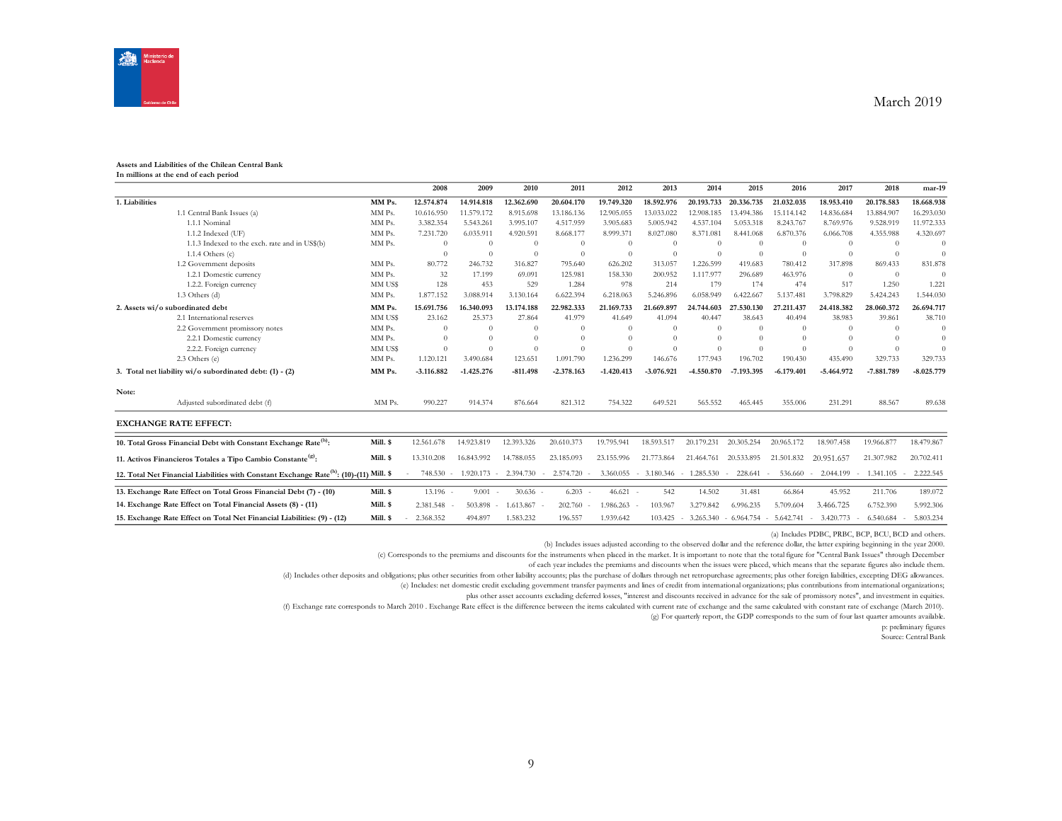March 2019

**Assets and Liabilities of the Chilean Central Bank**
**In millions at the end of each period**

| | | 2008 | 2009 | 2010 | 2011 | 2012 | 2013 | 2014 | 2015 | 2016 | 2017 | 2018 | mar-19 |
|---|---|---|---|---|---|---|---|---|---|---|---|---|---|
| **1. Liabilities** | **MM Ps.** | **12.574.874** | **14.914.818** | **12.362.690** | **20.604.170** | **19.749.320** | **18.592.976** | **20.193.733** | **20.336.735** | **21.032.035** | **18.953.410** | **20.178.583** | **18.668.938** |
| 1.1 Central Bank Issues (a) | MM Ps. | 10.616.950 | 11.579.172 | 8.915.698 | 13.186.136 | 12.905.055 | 13.033.022 | 12.908.185 | 13.494.386 | 15.114.142 | 14.836.684 | 13.884.907 | 16.293.030 |
| 1.1.1 Nominal | MM Ps. | 3.382.354 | 5.543.261 | 3.995.107 | 4.517.959 | 3.905.683 | 5.005.942 | 4.537.104 | 5.053.318 | 8.243.767 | 8.769.976 | 9.528.919 | 11.972.333 |
| 1.1.2 Indexed (UF) | MM Ps. | 7.231.720 | 6.035.911 | 4.920.591 | 8.668.177 | 8.999.371 | 8.027.080 | 8.371.081 | 8.441.068 | 6.870.376 | 6.066.708 | 4.355.988 | 4.320.697 |
| 1.1.3 Indexed to the exch. rate and in US$(b) | MM Ps. | 0 | 0 | 0 | 0 | 0 | 0 | 0 | 0 | 0 | 0 | 0 | 0 |
| 1.1.4 Others (c) | | 0 | 0 | 0 | 0 | 0 | 0 | 0 | 0 | 0 | 0 | 0 | 0 |
| 1.2 Government deposits | MM Ps. | 80.772 | 246.732 | 316.827 | 795.640 | 626.202 | 313.057 | 1.226.599 | 419.683 | 780.412 | 317.898 | 869.433 | 831.878 |
| 1.2.1 Domestic currency | MM Ps. | 32 | 17.199 | 69.091 | 125.981 | 158.330 | 200.952 | 1.117.977 | 296.689 | 463.976 | 0 | 0 | 0 |
| 1.2.2. Foreign currency | MM US$ | 128 | 453 | 529 | 1.284 | 978 | 214 | 179 | 174 | 474 | 517 | 1.250 | 1.221 |
| 1.3 Others (d) | MM Ps. | 1.877.152 | 3.088.914 | 3.130.164 | 6.622.394 | 6.218.063 | 5.246.896 | 6.058.949 | 6.422.667 | 5.137.481 | 3.798.829 | 5.424.243 | 1.544.030 |
| **2. Assets w/o subordinated debt** | **MM Ps.** | **15.691.756** | **16.340.093** | **13.174.188** | **22.982.333** | **21.169.733** | **21.669.897** | **24.744.603** | **27.530.130** | **27.211.437** | **24.418.382** | **28.060.372** | **26.694.717** |
| 2.1 International reserves | MM US$ | 23.162 | 25.373 | 27.864 | 41.979 | 41.649 | 41.094 | 40.447 | 38.643 | 40.494 | 38.983 | 39.861 | 38.710 |
| 2.2 Government promissory notes | MM Ps. | 0 | 0 | 0 | 0 | 0 | 0 | 0 | 0 | 0 | 0 | 0 | 0 |
| 2.2.1 Domestic currency | MM Ps. | 0 | 0 | 0 | 0 | 0 | 0 | 0 | 0 | 0 | 0 | 0 | 0 |
| 2.2.2. Foreign currency | MM US$ | 0 | 0 | 0 | 0 | 0 | 0 | 0 | 0 | 0 | 0 | 0 | 0 |
| 2.3 Others (e) | MM Ps. | 1.120.121 | 3.490.684 | 123.651 | 1.091.790 | 1.236.299 | 146.676 | 177.943 | 196.702 | 190.430 | 435.490 | 329.733 | 329.733 |
| **3. Total net liability w/o subordinated debt: (1) - (2)** | **MM Ps.** | **-3.116.882** | **-1.425.276** | **-811.498** | **-2.378.163** | **-1.420.413** | **-3.076.921** | **-4.550.870** | **-7.193.395** | **-6.179.401** | **-5.464.972** | **-7.881.789** | **-8.025.779** |
| **Note:** | | | | | | | | | | | | | |
| Adjusted subordinated debt (f) | MM Ps. | 990.227 | 914.374 | 876.664 | 821.312 | 754.322 | 649.521 | 565.552 | 465.445 | 355.006 | 231.291 | 88.567 | 89.638 |

**EXCHANGE RATE EFFECT:**

| | | 2008 | 2009 | 2010 | 2011 | 2012 | 2013 | 2014 | 2015 | 2016 | 2017 | 2018 | mar-19 |
|---|---|---|---|---|---|---|---|---|---|---|---|---|---|
| **10. Total Gross Financial Debt with Constant Exchange Rate[h]:** | **Mill. $** | 12.561.678 | 14.923.819 | 12.393.326 | 20.610.373 | 19.795.941 | 18.593.517 | 20.179.231 | 20.305.254 | 20.965.172 | 18.907.458 | 19.966.877 | 18.479.867 |
| **11. Activos Financieros Totales a Tipo Cambio Constante[g]:** | **Mill. $** | 13.310.208 | 16.843.992 | 14.788.055 | 23.185.093 | 23.155.996 | 21.773.864 | 21.464.761 | 20.533.895 | 21.501.832 | 20.951.657 | 21.307.982 | 20.702.411 |
| **12. Total Net Financial Liabilities with Constant Exchange Rate[h]: (10)-(11)** | **Mill. $** | -748.530 | -1.920.173 | -2.394.730 | -2.574.720 | -3.360.055 | -3.180.346 | -1.285.530 | -228.641 | -536.660 | -2.044.199 | -1.341.105 | -2.222.545 |
| **13. Exchange Rate Effect on Total Gross Financial Debt (7) - (10)** | **Mill. $** | 13.196 | -9.001 | -30.636 | -6.203 | -46.621 | 542 | 14.502 | 31.481 | 66.864 | 45.952 | 211.706 | 189.072 |
| **14. Exchange Rate Effect on Total Financial Assets (8) - (11)** | **Mill. $** | 2.381.548 | -503.898 | -1.613.867 | -202.760 | -1.986.263 | -103.967 | 3.279.842 | 6.996.235 | 5.709.604 | 3.466.725 | 6.752.390 | 5.992.306 |
| **15. Exchange Rate Effect on Total Net Financial Liabilities: (9) - (12)** | **Mill. $** | -2.368.352 | 494.897 | 1.583.232 | 196.557 | 1.939.642 | 103.425 | -3.265.340 | -6.964.754 | -5.642.741 | -3.420.773 | -6.540.684 | -5.803.234 |

(a) Includes PDBC, PRBC, BCP, BCU, BCD and others.

(b) Includes issues adjusted according to the observed dollar and the reference dollar, the latter expiring beginning in the year 2000.

(c) Corresponds to the premiums and discounts for the instruments when placed in the market. It is important to note that the total figure for "Central Bank Issues" through December of each year includes the premiums and discounts when the issues were placed, which means that the separate figures also include them.

(d) Includes other deposits and obligations; plus other securities from other liability accounts; plus the purchase of dollars through net retropurchase agreements; plus other foreign liabilities, excepting DEG allowances.

(e) Includes: net domestic credit excluding government transfer payments and lines of credit from international organizations; plus contributions from international organizations; plus other asset accounts excluding deferred losses, "interest and discounts received in advance for the sale of promissory notes", and investment in equities.

(f) Exchange rate corresponds to March 2010 . Exchange Rate effect is the difference between the items calculated with current rate of exchange and the same calculated with constant rate of exchange (March 2010).

(g) For quarterly report, the GDP corresponds to the sum of four last quarter amounts available.

p: preliminary figures

Source: Central Bank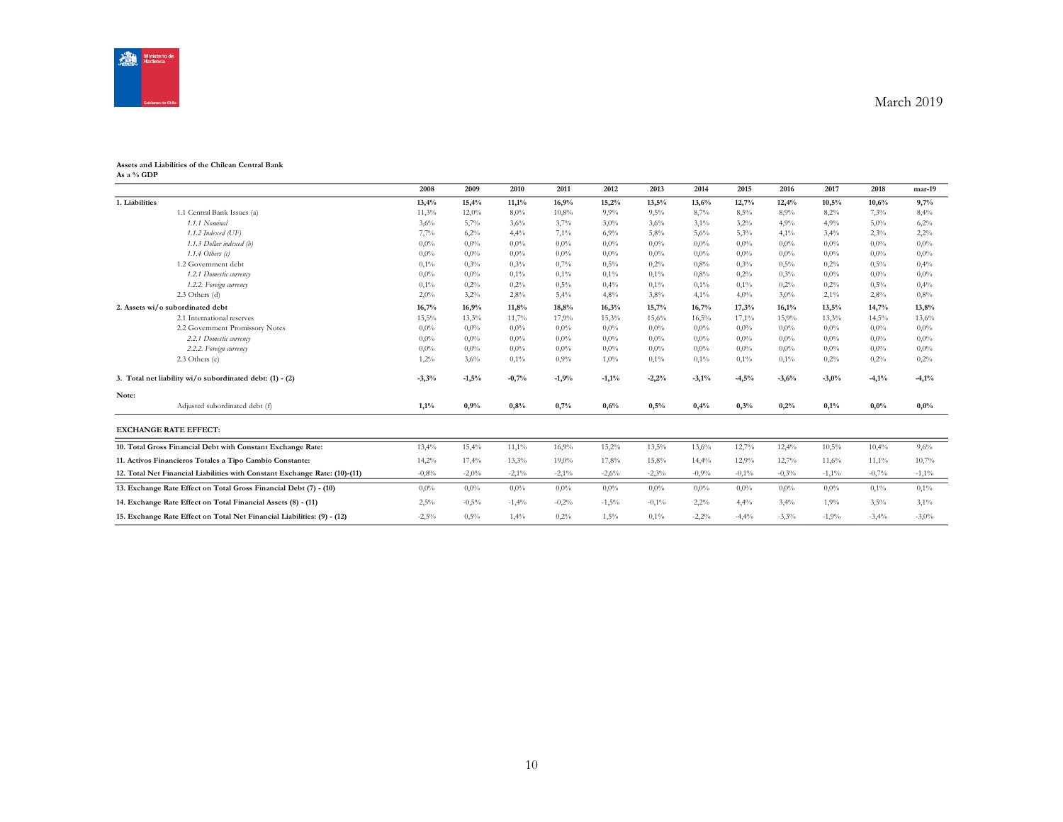March 2019

**Assets and Liabilities of the Chilean Central Bank**
**As a % GDP**

| | 2008 | 2009 | 2010 | 2011 | 2012 | 2013 | 2014 | 2015 | 2016 | 2017 | 2018 | mar-19 |
|---|---|---|---|---|---|---|---|---|---|---|---|---|
| **1. Liabilities** | **13,4%** | **15,4%** | **11,1%** | **16,9%** | **15,2%** | **13,5%** | **13,6%** | **12,7%** | **12,4%** | **10,5%** | **10,6%** | **9,7%** |
| 1.1 Central Bank Issues (a) | 11,3% | 12,0% | 8,0% | 10,8% | 9,9% | 9,5% | 8,7% | 8,5% | 8,9% | 8,2% | 7,3% | 8,4% |
| *1.1.1 Nominal* | 3,6% | 5,7% | 3,6% | 3,7% | 3,0% | 3,6% | 3,1% | 3,2% | 4,9% | 4,9% | 5,0% | 6,2% |
| *1.1.2 Indexed (UF)* | 7,7% | 6,2% | 4,4% | 7,1% | 6,9% | 5,8% | 5,6% | 5,3% | 4,1% | 3,4% | 2,3% | 2,2% |
| *1.1.3 Dollar indexed (b)* | 0,0% | 0,0% | 0,0% | 0,0% | 0,0% | 0,0% | 0,0% | 0,0% | 0,0% | 0,0% | 0,0% | 0,0% |
| *1.1.4 Others (c)* | 0,0% | 0,0% | 0,0% | 0,0% | 0,0% | 0,0% | 0,0% | 0,0% | 0,0% | 0,0% | 0,0% | 0,0% |
| 1.2 Government debt | 0,1% | 0,3% | 0,3% | 0,7% | 0,5% | 0,2% | 0,8% | 0,3% | 0,5% | 0,2% | 0,5% | 0,4% |
| *1.2.1 Domestic currency* | 0,0% | 0,0% | 0,1% | 0,1% | 0,1% | 0,1% | 0,8% | 0,2% | 0,3% | 0,0% | 0,0% | 0,0% |
| *1.2.2. Foreign currency* | 0,1% | 0,2% | 0,2% | 0,5% | 0,4% | 0,1% | 0,1% | 0,1% | 0,2% | 0,2% | 0,5% | 0,4% |
| 2.3 Others (d) | 2,0% | 3,2% | 2,8% | 5,4% | 4,8% | 3,8% | 4,1% | 4,0% | 3,0% | 2,1% | 2,8% | 0,8% |
| **2. Assets wi/o subordinated debt** | **16,7%** | **16,9%** | **11,8%** | **18,8%** | **16,3%** | **15,7%** | **16,7%** | **17,3%** | **16,1%** | **13,5%** | **14,7%** | **13,8%** |
| 2.1 International reserves | 15,5% | 13,3% | 11,7% | 17,9% | 15,3% | 15,6% | 16,5% | 17,1% | 15,9% | 13,3% | 14,5% | 13,6% |
| 2.2 Government Promissory Notes | 0,0% | 0,0% | 0,0% | 0,0% | 0,0% | 0,0% | 0,0% | 0,0% | 0,0% | 0,0% | 0,0% | 0,0% |
| *2.2.1 Domestic currency* | 0,0% | 0,0% | 0,0% | 0,0% | 0,0% | 0,0% | 0,0% | 0,0% | 0,0% | 0,0% | 0,0% | 0,0% |
| *2.2.2. Foreign currency* | 0,0% | 0,0% | 0,0% | 0,0% | 0,0% | 0,0% | 0,0% | 0,0% | 0,0% | 0,0% | 0,0% | 0,0% |
| 2.3 Others (e) | 1,2% | 3,6% | 0,1% | 0,9% | 1,0% | 0,1% | 0,1% | 0,1% | 0,1% | 0,2% | 0,2% | 0,2% |
| **3. Total net liability wi/o subordinated debt: (1) - (2)** | **-3,3%** | **-1,5%** | **-0,7%** | **-1,9%** | **-1,1%** | **-2,2%** | **-3,1%** | **-4,5%** | **-3,6%** | **-3,0%** | **-4,1%** | **-4,1%** |
| **Note:** | | | | | | | | | | | | |
| Adjusted subordinated debt (f) | **1,1%** | **0,9%** | **0,8%** | **0,7%** | **0,6%** | **0,5%** | **0,4%** | **0,3%** | **0,2%** | **0,1%** | **0,0%** | **0,0%** |
| **EXCHANGE RATE EFFECT:** | | | | | | | | | | | | |
| **10. Total Gross Financial Debt with Constant Exchange Rate:** | 13,4% | 15,4% | 11,1% | 16,9% | 15,2% | 13,5% | 13,6% | 12,7% | 12,4% | 10,5% | 10,4% | 9,6% |
| **11. Activos Financieros Totales a Tipo Cambio Constante:** | 14,2% | 17,4% | 13,3% | 19,0% | 17,8% | 15,8% | 14,4% | 12,9% | 12,7% | 11,6% | 11,1% | 10,7% |
| **12. Total Net Financial Liabilities with Constant Exchange Rate: (10)-(11)** | -0,8% | -2,0% | -2,1% | -2,1% | -2,6% | -2,3% | -0,9% | -0,1% | -0,3% | -1,1% | -0,7% | -1,1% |
| **13. Exchange Rate Effect on Total Gross Financial Debt (7) - (10)** | 0,0% | 0,0% | 0,0% | 0,0% | 0,0% | 0,0% | 0,0% | 0,0% | 0,0% | 0,0% | 0,1% | 0,1% |
| **14. Exchange Rate Effect on Total Financial Assets (8) - (11)** | 2,5% | -0,5% | -1,4% | -0,2% | -1,5% | -0,1% | 2,2% | 4,4% | 3,4% | 1,9% | 3,5% | 3,1% |
| **15. Exchange Rate Effect on Total Net Financial Liabilities: (9) - (12)** | -2,5% | 0,5% | 1,4% | 0,2% | 1,5% | 0,1% | -2,2% | -4,4% | -3,3% | -1,9% | -3,4% | -3,0% |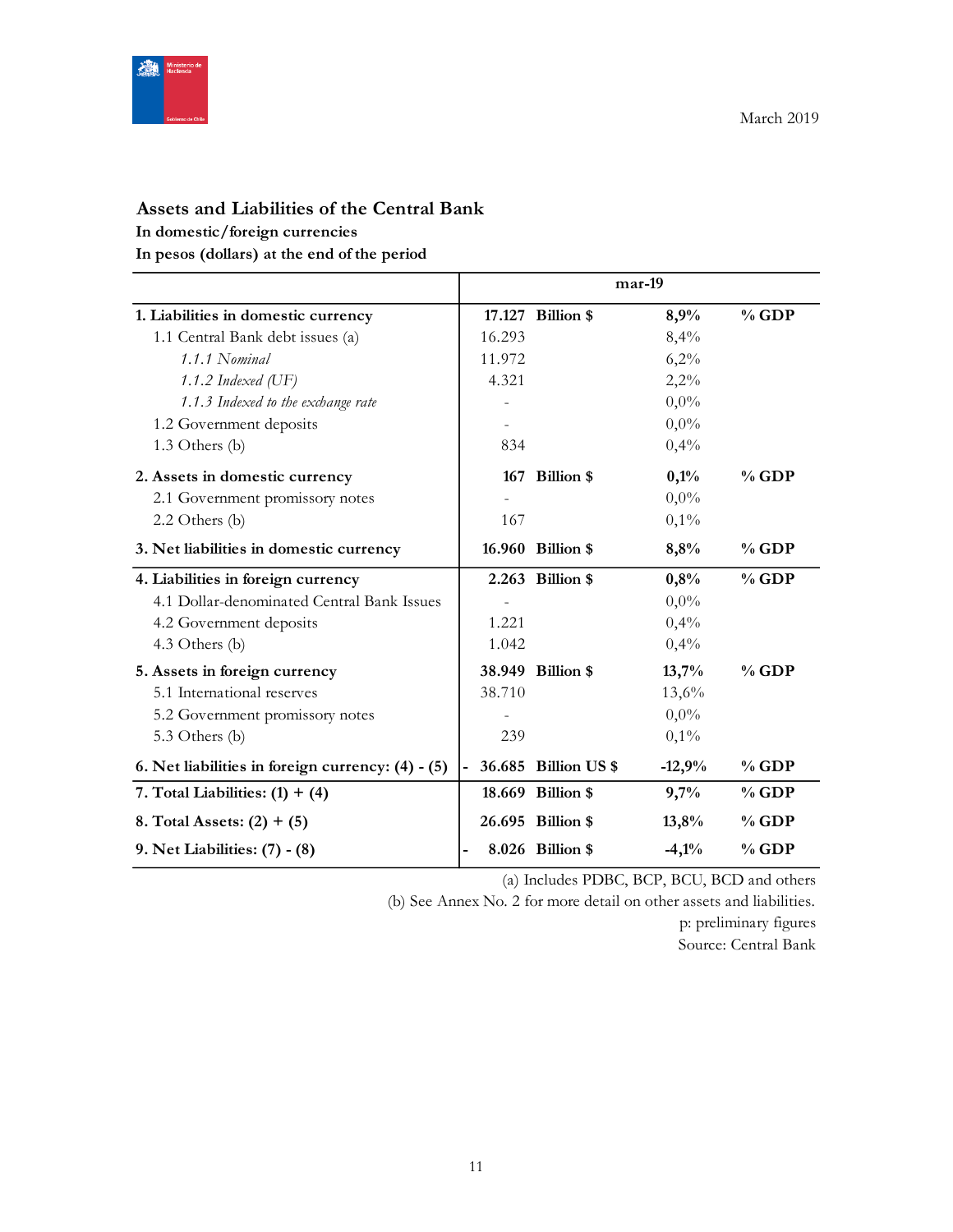March 2019

## Assets and Liabilities of the Central Bank

**In domestic/foreign currencies**

**In pesos (dollars) at the end of the period**

| | mar-19 | | | |
|---|---|---|---|---|
| **1. Liabilities in domestic currency** | **17.127** | **Billion $** | **8,9%** | **% GDP** |
| 1.1 Central Bank debt issues (a) | 16.293 | | 8,4% | |
| *1.1.1 Nominal* | 11.972 | | 6,2% | |
| *1.1.2 Indexed (UF)* | 4.321 | | 2,2% | |
| *1.1.3 Indexed to the exchange rate* | - | | 0,0% | |
| 1.2 Government deposits | - | | 0,0% | |
| 1.3 Others (b) | 834 | | 0,4% | |
| **2. Assets in domestic currency** | **167** | **Billion $** | **0,1%** | **% GDP** |
| 2.1 Government promissory notes | - | | 0,0% | |
| 2.2 Others (b) | 167 | | 0,1% | |
| **3. Net liabilities in domestic currency** | **16.960** | **Billion $** | **8,8%** | **% GDP** |
| **4. Liabilities in foreign currency** | **2.263** | **Billion $** | **0,8%** | **% GDP** |
| 4.1 Dollar-denominated Central Bank Issues | - | | 0,0% | |
| 4.2 Government deposits | 1.221 | | 0,4% | |
| 4.3 Others (b) | 1.042 | | 0,4% | |
| **5. Assets in foreign currency** | **38.949** | **Billion $** | **13,7%** | **% GDP** |
| 5.1 International reserves | 38.710 | | 13,6% | |
| 5.2 Government promissory notes | - | | 0,0% | |
| 5.3 Others (b) | 239 | | 0,1% | |
| **6. Net liabilities in foreign currency: (4) - (5)** | **- 36.685** | **Billion US $** | **-12,9%** | **% GDP** |
| **7. Total Liabilities: (1) + (4)** | **18.669** | **Billion $** | **9,7%** | **% GDP** |
| **8. Total Assets: (2) + (5)** | **26.695** | **Billion $** | **13,8%** | **% GDP** |
| **9. Net Liabilities: (7) - (8)** | **- 8.026** | **Billion $** | **-4,1%** | **% GDP** |

(a) Includes PDBC, BCP, BCU, BCD and others

(b) See Annex No. 2 for more detail on other assets and liabilities.

p: preliminary figures

Source: Central Bank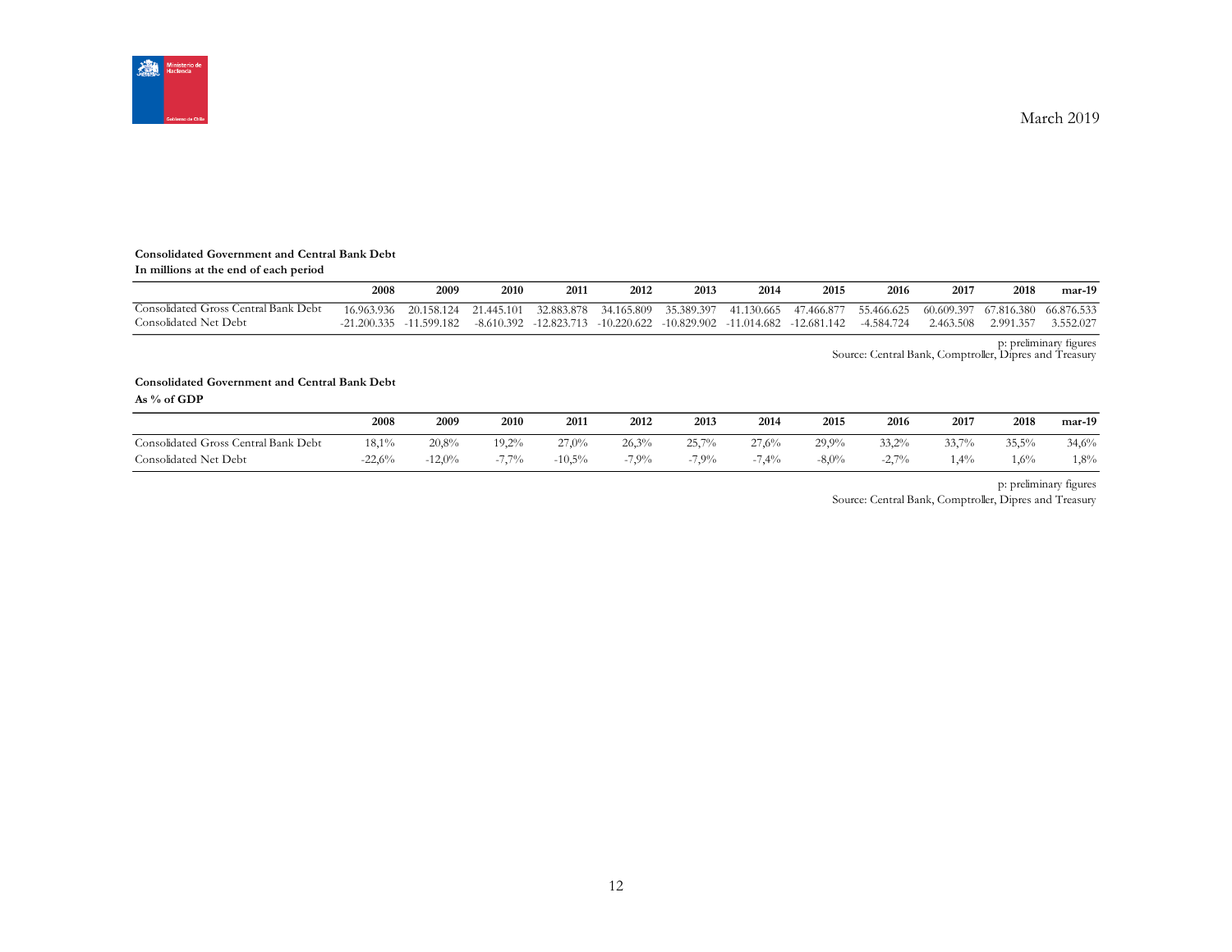March 2019

**Consolidated Government and Central Bank Debt**
**In millions at the end of each period**

| | 2008 | 2009 | 2010 | 2011 | 2012 | 2013 | 2014 | 2015 | 2016 | 2017 | 2018 | mar-19 |
|---|---|---|---|---|---|---|---|---|---|---|---|---|
| Consolidated Gross Central Bank Debt | 16.963.936 | 20.158.124 | 21.445.101 | 32.883.878 | 34.165.809 | 35.389.397 | 41.130.665 | 47.466.877 | 55.466.625 | 60.609.397 | 67.816.380 | 66.876.533 |
| Consolidated Net Debt | -21.200.335 | -11.599.182 | -8.610.392 | -12.823.713 | -10.220.622 | -10.829.902 | -11.014.682 | -12.681.142 | -4.584.724 | 2.463.508 | 2.991.357 | 3.552.027 |

p: preliminary figures
Source: Central Bank, Comptroller, Dipres and Treasury

**Consolidated Government and Central Bank Debt**
**As % of GDP**

| | 2008 | 2009 | 2010 | 2011 | 2012 | 2013 | 2014 | 2015 | 2016 | 2017 | 2018 | mar-19 |
|---|---|---|---|---|---|---|---|---|---|---|---|---|
| Consolidated Gross Central Bank Debt | 18,1% | 20,8% | 19,2% | 27,0% | 26,3% | 25,7% | 27,6% | 29,9% | 33,2% | 33,7% | 35,5% | 34,6% |
| Consolidated Net Debt | -22,6% | -12,0% | -7,7% | -10,5% | -7,9% | -7,9% | -7,4% | -8,0% | -2,7% | 1,4% | 1,6% | 1,8% |

p: preliminary figures
Source: Central Bank, Comptroller, Dipres and Treasury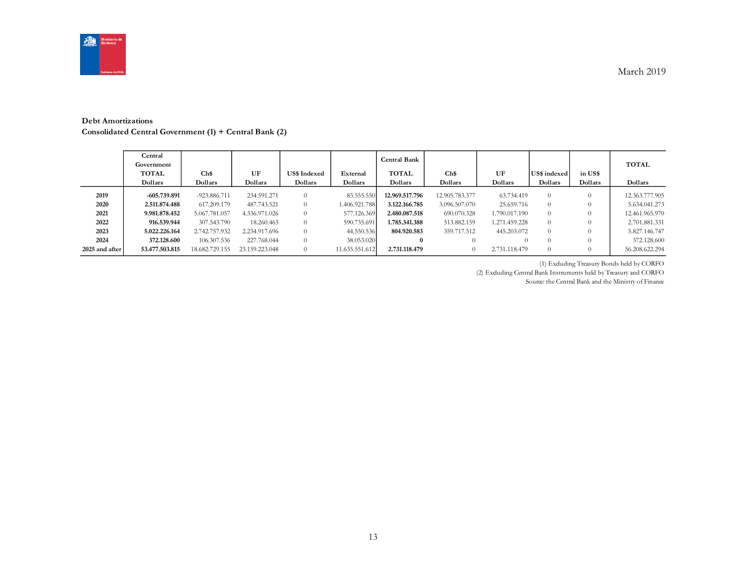March 2019

**Debt Amortizations**

**Consolidated Central Government (1) + Central Bank (2)**

| | Central Government TOTAL Dollars | Ch$ Dollars | UF Dollars | US$ Indexed Dollars | External Dollars | Central Bank TOTAL Dollars | Ch$ Dollars | UF Dollars | US$ indexed Dollars | in US$ Dollars | TOTAL Dollars |
|---|---|---|---|---|---|---|---|---|---|---|---|
| **2019** | **-605.739.891** | -923.886.711 | 234.591.271 | 0 | 83.555.550 | **12.969.517.796** | 12.905.783.377 | 63.734.419 | 0 | 0 | 12.363.777.905 |
| **2020** | **2.511.874.488** | 617.209.179 | 487.743.521 | 0 | 1.406.921.788 | **3.122.166.785** | 3.096.507.070 | 25.659.716 | 0 | 0 | 5.634.041.273 |
| **2021** | **9.981.878.452** | 5.067.781.057 | 4.336.971.026 | 0 | 577.126.369 | **2.480.087.518** | 690.070.328 | 1.790.017.190 | 0 | 0 | 12.461.965.970 |
| **2022** | **916.539.944** | 307.543.790 | 18.260.463 | 0 | 590.735.691 | **1.785.341.388** | 513.882.159 | 1.271.459.228 | 0 | 0 | 2.701.881.331 |
| **2023** | **5.022.226.164** | 2.742.757.932 | 2.234.917.696 | 0 | 44.550.536 | **804.920.583** | 359.717.512 | 445.203.072 | 0 | 0 | 5.827.146.747 |
| **2024** | **372.128.600** | 106.307.536 | 227.768.044 | 0 | 38.053.020 | **0** | 0 | 0 | 0 | 0 | 372.128.600 |
| **2025 and after** | **53.477.503.815** | 18.682.729.155 | 23.159.223.048 | 0 | 11.635.551.612 | **2.731.118.479** | 0 | 2.731.118.479 | 0 | 0 | 56.208.622.294 |

(1) Exduding Treasury Bonds held by CORFO

(2) Exduding Central Bank Instruments held by Treasury and CORFO

Source: the Central Bank and the Ministry of Finance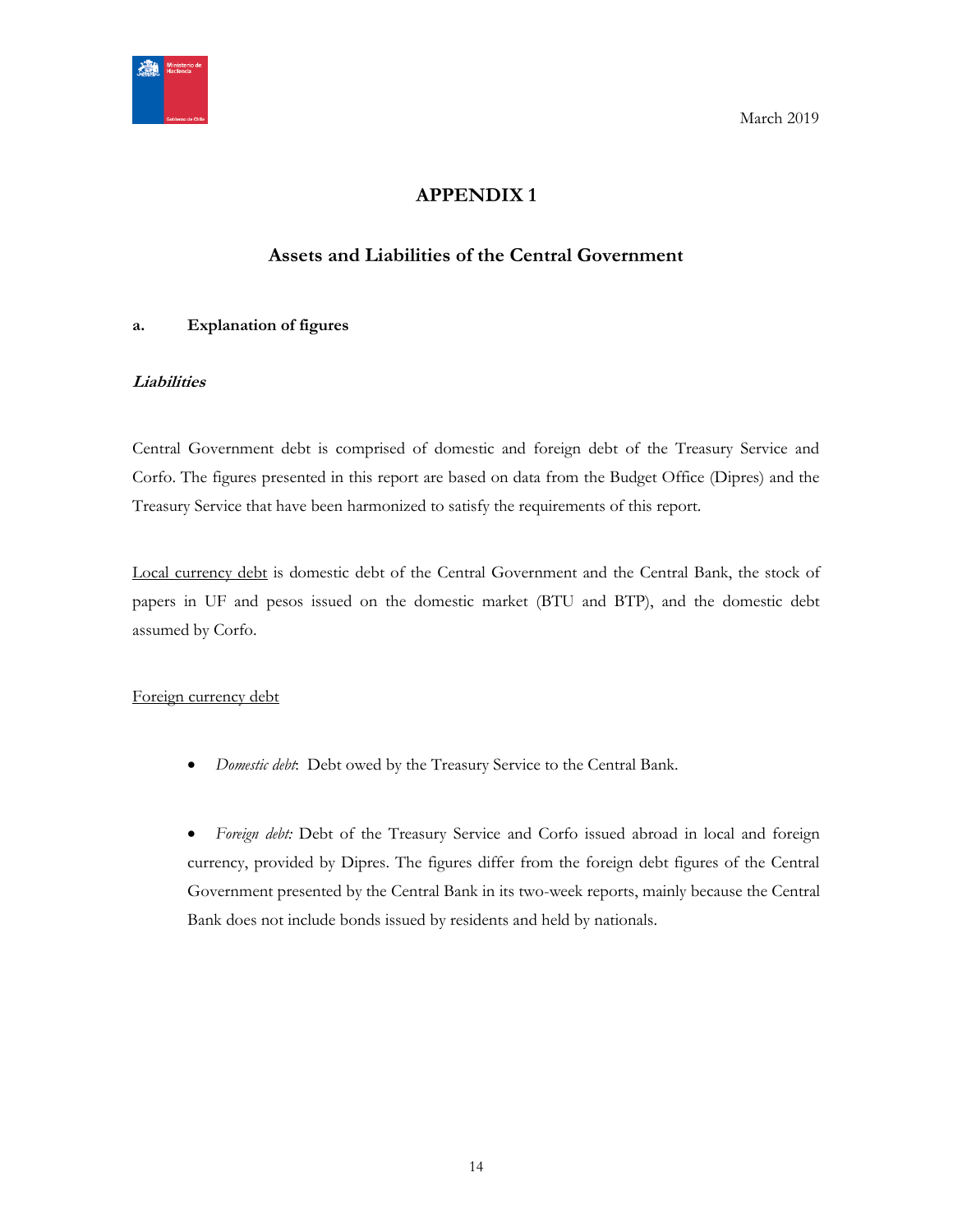# APPENDIX 1

## Assets and Liabilities of the Central Government

### a. Explanation of figures

***Liabilities***

Central Government debt is comprised of domestic and foreign debt of the Treasury Service and Corfo. The figures presented in this report are based on data from the Budget Office (Dipres) and the Treasury Service that have been harmonized to satisfy the requirements of this report.

Local currency debt is domestic debt of the Central Government and the Central Bank, the stock of papers in UF and pesos issued on the domestic market (BTU and BTP), and the domestic debt assumed by Corfo.

Foreign currency debt

- *Domestic debt*: Debt owed by the Treasury Service to the Central Bank.

- *Foreign debt:* Debt of the Treasury Service and Corfo issued abroad in local and foreign currency, provided by Dipres. The figures differ from the foreign debt figures of the Central Government presented by the Central Bank in its two-week reports, mainly because the Central Bank does not include bonds issued by residents and held by nationals.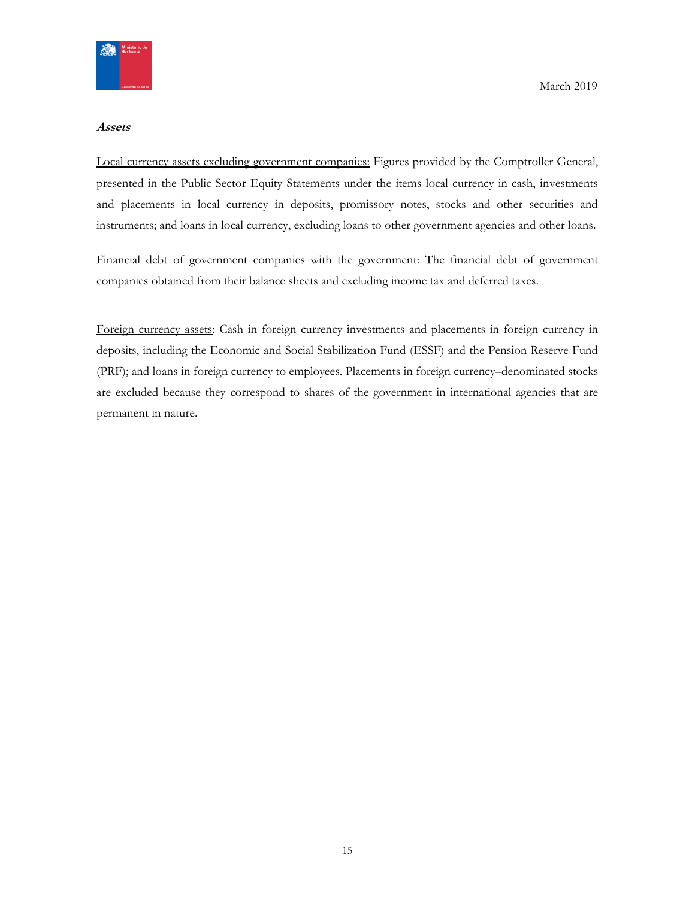***Assets***

Local currency assets excluding government companies: Figures provided by the Comptroller General, presented in the Public Sector Equity Statements under the items local currency in cash, investments and placements in local currency in deposits, promissory notes, stocks and other securities and instruments; and loans in local currency, excluding loans to other government agencies and other loans.

Financial debt of government companies with the government: The financial debt of government companies obtained from their balance sheets and excluding income tax and deferred taxes.

Foreign currency assets: Cash in foreign currency investments and placements in foreign currency in deposits, including the Economic and Social Stabilization Fund (ESSF) and the Pension Reserve Fund (PRF); and loans in foreign currency to employees. Placements in foreign currency–denominated stocks are excluded because they correspond to shares of the government in international agencies that are permanent in nature.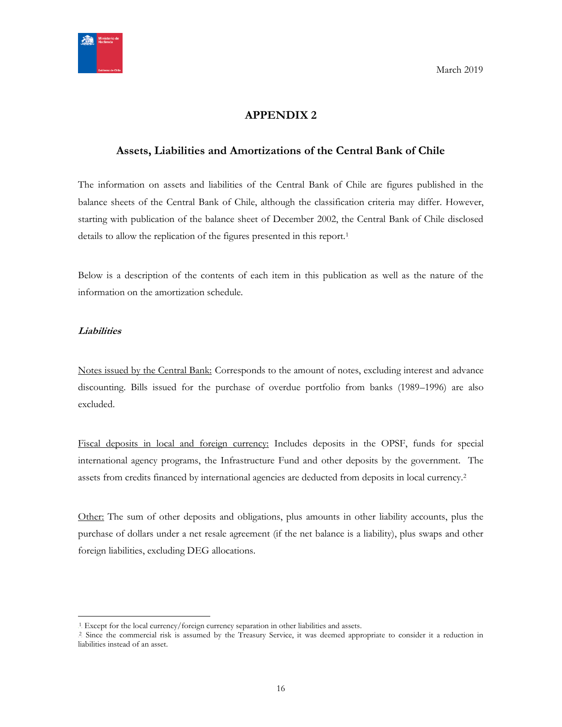## APPENDIX 2

### Assets, Liabilities and Amortizations of the Central Bank of Chile

The information on assets and liabilities of the Central Bank of Chile are figures published in the balance sheets of the Central Bank of Chile, although the classification criteria may differ. However, starting with publication of the balance sheet of December 2002, the Central Bank of Chile disclosed details to allow the replication of the figures presented in this report.[1]

Below is a description of the contents of each item in this publication as well as the nature of the information on the amortization schedule.

***Liabilities***

Notes issued by the Central Bank: Corresponds to the amount of notes, excluding interest and advance discounting. Bills issued for the purchase of overdue portfolio from banks (1989–1996) are also excluded.

Fiscal deposits in local and foreign currency: Includes deposits in the OPSF, funds for special international agency programs, the Infrastructure Fund and other deposits by the government. The assets from credits financed by international agencies are deducted from deposits in local currency.[2]

Other: The sum of other deposits and obligations, plus amounts in other liability accounts, plus the purchase of dollars under a net resale agreement (if the net balance is a liability), plus swaps and other foreign liabilities, excluding DEG allocations.

---

[1] Except for the local currency/foreign currency separation in other liabilities and assets.

[2] Since the commercial risk is assumed by the Treasury Service, it was deemed appropriate to consider it a reduction in liabilities instead of an asset.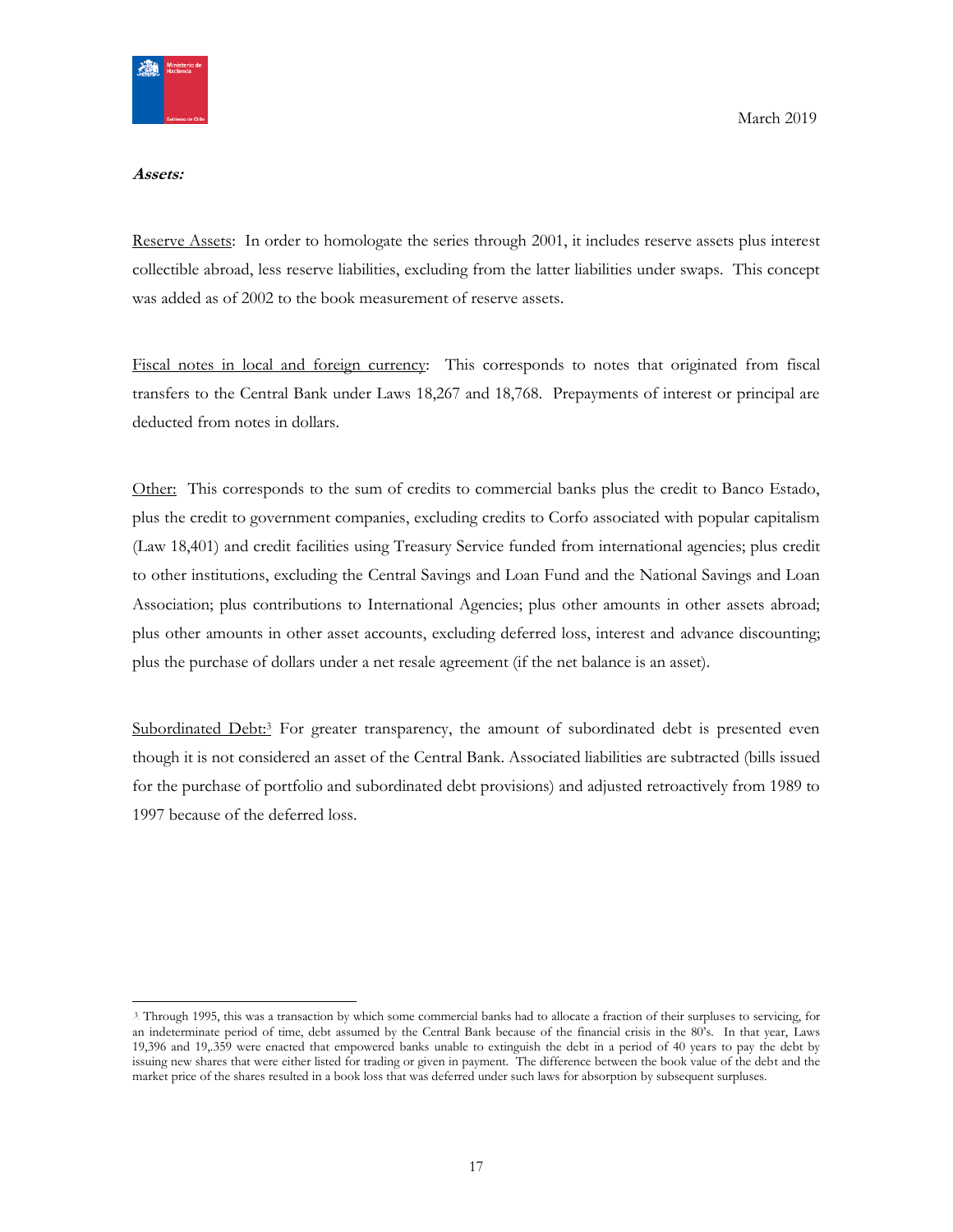***Assets:***

Reserve Assets: In order to homologate the series through 2001, it includes reserve assets plus interest collectible abroad, less reserve liabilities, excluding from the latter liabilities under swaps. This concept was added as of 2002 to the book measurement of reserve assets.

Fiscal notes in local and foreign currency: This corresponds to notes that originated from fiscal transfers to the Central Bank under Laws 18,267 and 18,768. Prepayments of interest or principal are deducted from notes in dollars.

Other: This corresponds to the sum of credits to commercial banks plus the credit to Banco Estado, plus the credit to government companies, excluding credits to Corfo associated with popular capitalism (Law 18,401) and credit facilities using Treasury Service funded from international agencies; plus credit to other institutions, excluding the Central Savings and Loan Fund and the National Savings and Loan Association; plus contributions to International Agencies; plus other amounts in other assets abroad; plus other amounts in other asset accounts, excluding deferred loss, interest and advance discounting; plus the purchase of dollars under a net resale agreement (if the net balance is an asset).

Subordinated Debt:[3] For greater transparency, the amount of subordinated debt is presented even though it is not considered an asset of the Central Bank. Associated liabilities are subtracted (bills issued for the purchase of portfolio and subordinated debt provisions) and adjusted retroactively from 1989 to 1997 because of the deferred loss.

---

[3] Through 1995, this was a transaction by which some commercial banks had to allocate a fraction of their surpluses to servicing, for an indeterminate period of time, debt assumed by the Central Bank because of the financial crisis in the 80's. In that year, Laws 19,396 and 19,.359 were enacted that empowered banks unable to extinguish the debt in a period of 40 years to pay the debt by issuing new shares that were either listed for trading or given in payment. The difference between the book value of the debt and the market price of the shares resulted in a book loss that was deferred under such laws for absorption by subsequent surpluses.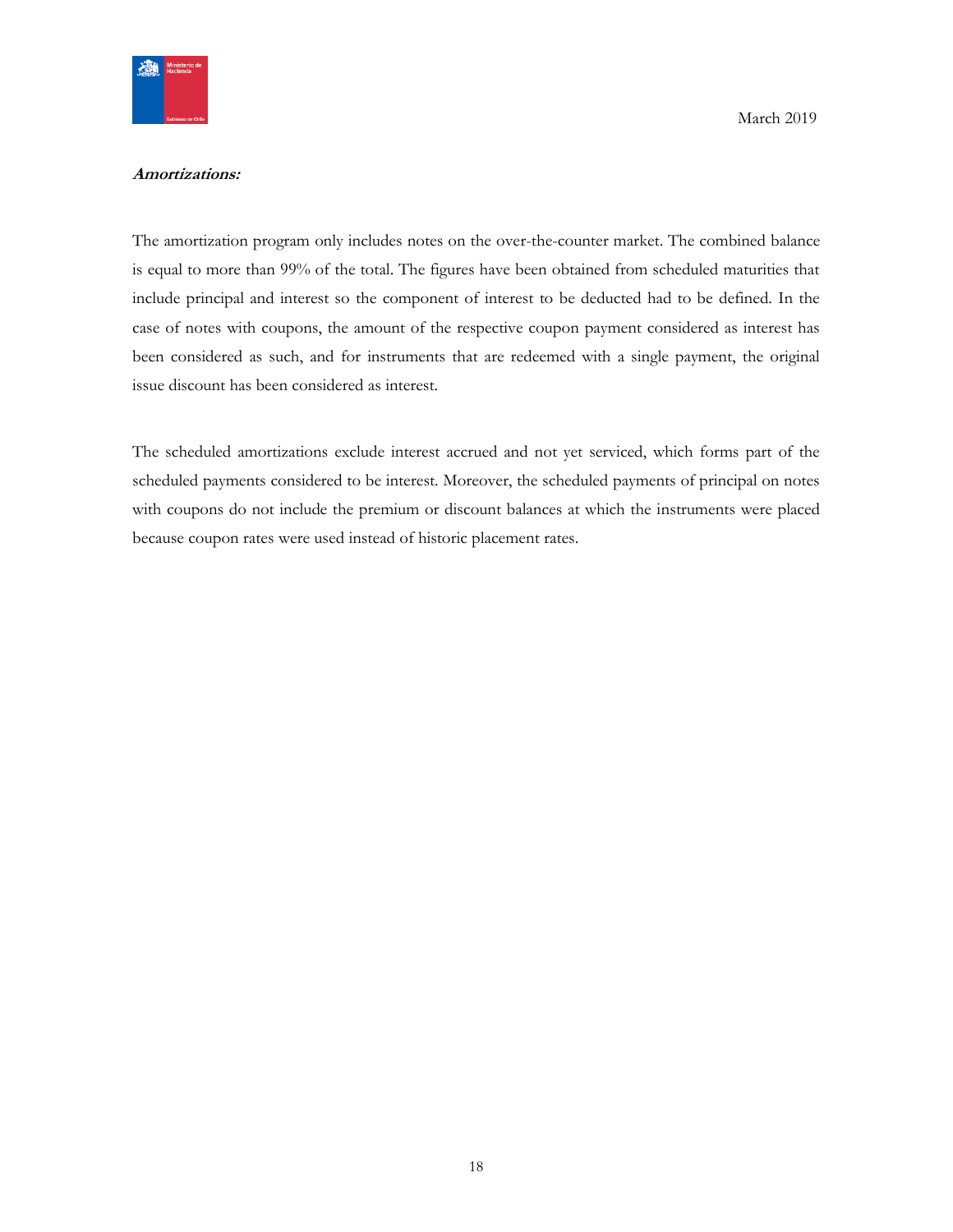***Amortizations:***

The amortization program only includes notes on the over-the-counter market. The combined balance is equal to more than 99% of the total. The figures have been obtained from scheduled maturities that include principal and interest so the component of interest to be deducted had to be defined. In the case of notes with coupons, the amount of the respective coupon payment considered as interest has been considered as such, and for instruments that are redeemed with a single payment, the original issue discount has been considered as interest.

The scheduled amortizations exclude interest accrued and not yet serviced, which forms part of the scheduled payments considered to be interest. Moreover, the scheduled payments of principal on notes with coupons do not include the premium or discount balances at which the instruments were placed because coupon rates were used instead of historic placement rates.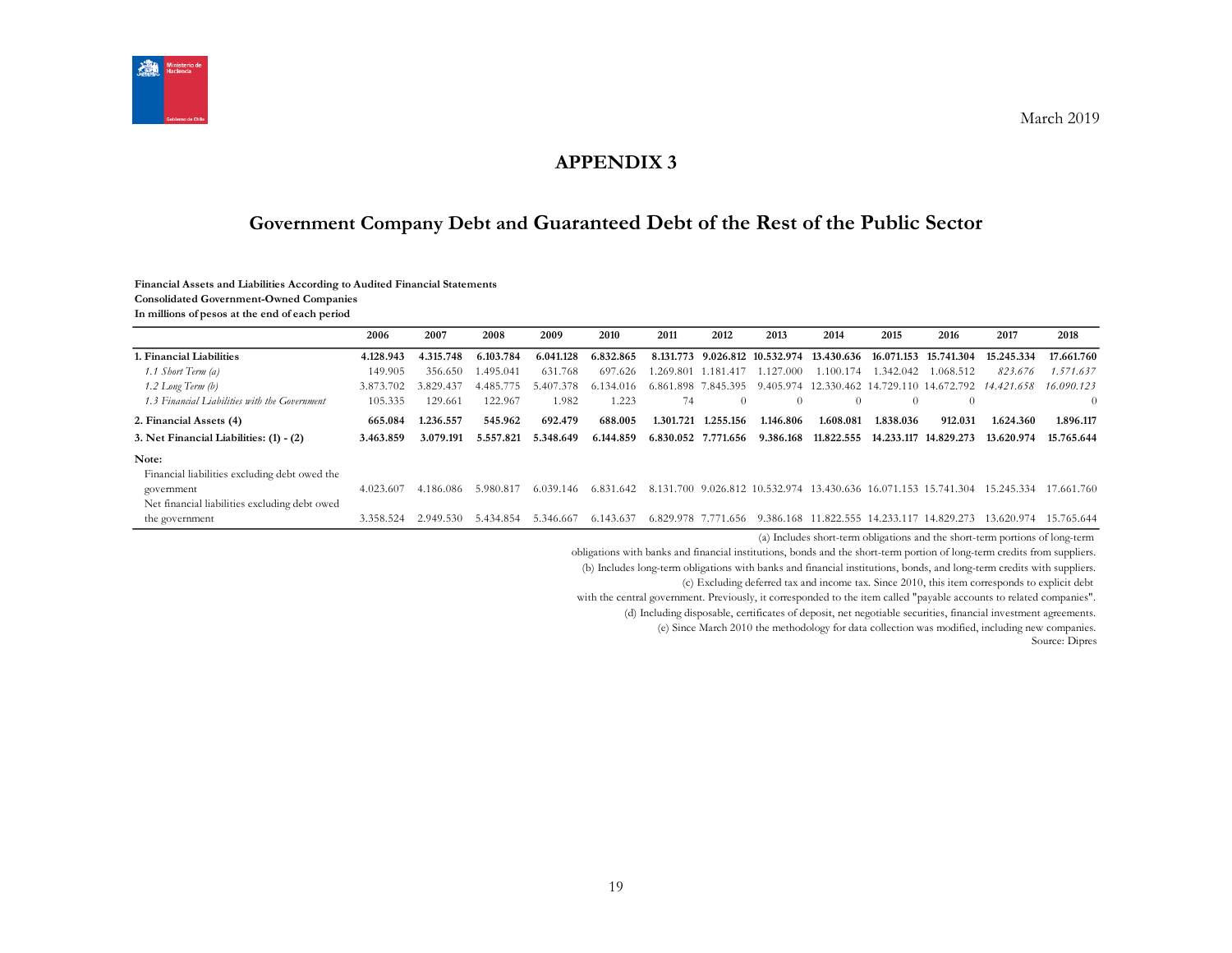March 2019

# APPENDIX 3

## Government Company Debt and Guaranteed Debt of the Rest of the Public Sector

**Financial Assets and Liabilities According to Audited Financial Statements**
**Consolidated Government-Owned Companies**
**In millions of pesos at the end of each period**

| | 2006 | 2007 | 2008 | 2009 | 2010 | 2011 | 2012 | 2013 | 2014 | 2015 | 2016 | 2017 | 2018 |
|---|---|---|---|---|---|---|---|---|---|---|---|---|---|
| **1. Financial Liabilities** | **4.128.943** | **4.315.748** | **6.103.784** | **6.041.128** | **6.832.865** | **8.131.773** | **9.026.812** | **10.532.974** | **13.430.636** | **16.071.153** | **15.741.304** | **15.245.334** | **17.661.760** |
| *1.1 Short Term (a)* | 149.905 | 356.650 | 1.495.041 | 631.768 | 697.626 | 1.269.801 | 1.181.417 | 1.127.000 | 1.100.174 | 1.342.042 | 1.068.512 | *823.676* | *1.571.637* |
| *1.2 Long Term (b)* | 3.873.702 | 3.829.437 | 4.485.775 | 5.407.378 | 6.134.016 | 6.861.898 | 7.845.395 | 9.405.974 | 12.330.462 | 14.729.110 | 14.672.792 | *14.421.658* | *16.090.123* |
| *1.3 Financial Liabilities with the Government* | 105.335 | 129.661 | 122.967 | 1.982 | 1.223 | 74 | 0 | 0 | 0 | 0 | 0 | | 0 |
| **2. Financial Assets (4)** | **665.084** | **1.236.557** | **545.962** | **692.479** | **688.005** | **1.301.721** | **1.255.156** | **1.146.806** | **1.608.081** | **1.838.036** | **912.031** | **1.624.360** | **1.896.117** |
| **3. Net Financial Liabilities: (1) - (2)** | **3.463.859** | **3.079.191** | **5.557.821** | **5.348.649** | **6.144.859** | **6.830.052** | **7.771.656** | **9.386.168** | **11.822.555** | **14.233.117** | **14.829.273** | **13.620.974** | **15.765.644** |
| **Note:** | | | | | | | | | | | | | |
| Financial liabilities excluding debt owed the government | 4.023.607 | 4.186.086 | 5.980.817 | 6.039.146 | 6.831.642 | 8.131.700 | 9.026.812 | 10.532.974 | 13.430.636 | 16.071.153 | 15.741.304 | 15.245.334 | 17.661.760 |
| Net financial liabilities excluding debt owed the government | 3.358.524 | 2.949.530 | 5.434.854 | 5.346.667 | 6.143.637 | 6.829.978 | 7.771.656 | 9.386.168 | 11.822.555 | 14.233.117 | 14.829.273 | 13.620.974 | 15.765.644 |

(a) Includes short-term obligations and the short-term portions of long-term obligations with banks and financial institutions, bonds and the short-term portion of long-term credits from suppliers.
(b) Includes long-term obligations with banks and financial institutions, bonds, and long-term credits with suppliers.
(c) Excluding deferred tax and income tax. Since 2010, this item corresponds to explicit debt with the central government. Previously, it corresponded to the item called "payable accounts to related companies".
(d) Including disposable, certificates of deposit, net negotiable securities, financial investment agreements.
(e) Since March 2010 the methodology for data collection was modified, including new companies.
Source: Dipres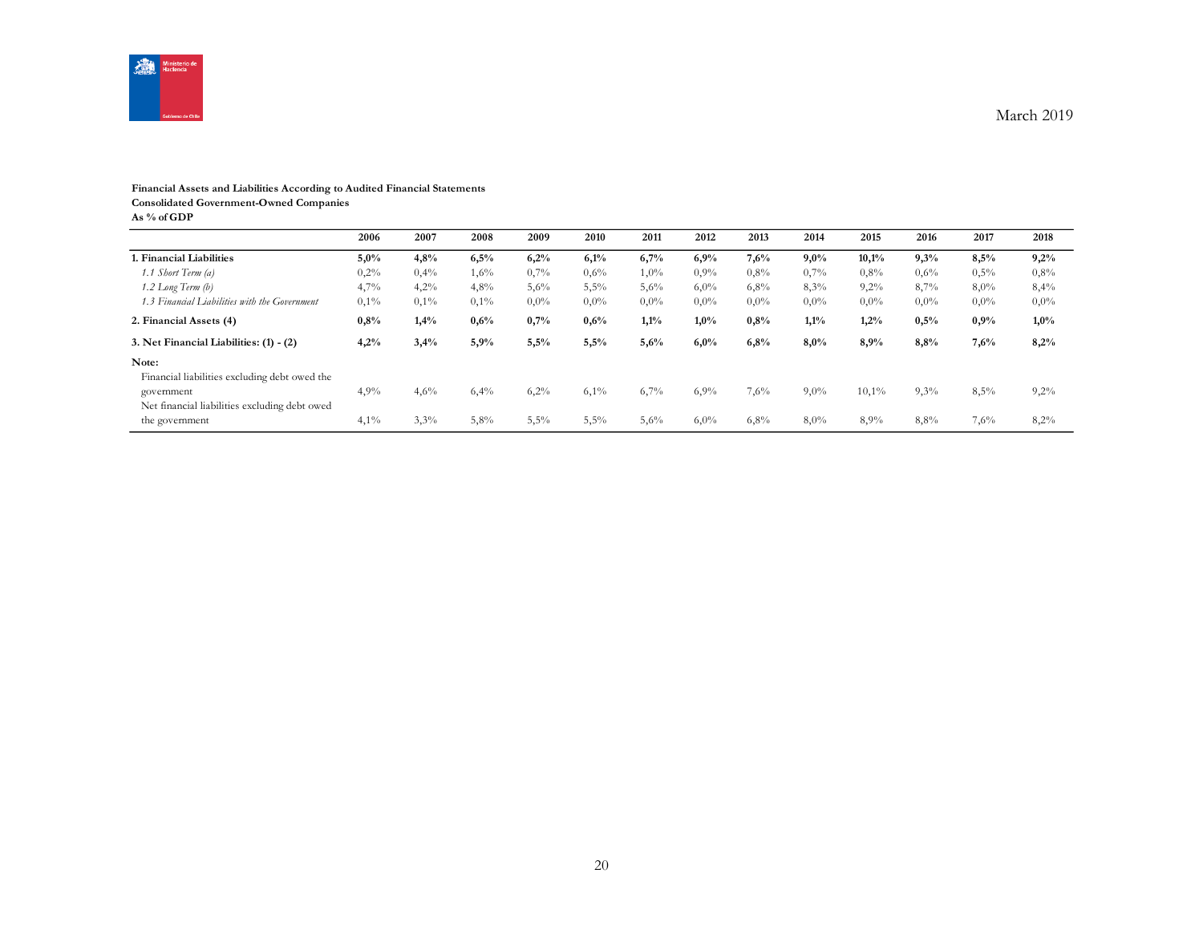**Financial Assets and Liabilities According to Audited Financial Statements**
**Consolidated Government-Owned Companies**
**As % of GDP**

| | 2006 | 2007 | 2008 | 2009 | 2010 | 2011 | 2012 | 2013 | 2014 | 2015 | 2016 | 2017 | 2018 |
|---|---|---|---|---|---|---|---|---|---|---|---|---|---|
| **1. Financial Liabilities** | **5,0%** | **4,8%** | **6,5%** | **6,2%** | **6,1%** | **6,7%** | **6,9%** | **7,6%** | **9,0%** | **10,1%** | **9,3%** | **8,5%** | **9,2%** |
| *1.1 Short Term (a)* | 0,2% | 0,4% | 1,6% | 0,7% | 0,6% | 1,0% | 0,9% | 0,8% | 0,7% | 0,8% | 0,6% | 0,5% | 0,8% |
| *1.2 Long Term (b)* | 4,7% | 4,2% | 4,8% | 5,6% | 5,5% | 5,6% | 6,0% | 6,8% | 8,3% | 9,2% | 8,7% | 8,0% | 8,4% |
| *1.3 Financial Liabilities with the Government* | 0,1% | 0,1% | 0,1% | 0,0% | 0,0% | 0,0% | 0,0% | 0,0% | 0,0% | 0,0% | 0,0% | 0,0% | 0,0% |
| **2. Financial Assets (4)** | **0,8%** | **1,4%** | **0,6%** | **0,7%** | **0,6%** | **1,1%** | **1,0%** | **0,8%** | **1,1%** | **1,2%** | **0,5%** | **0,9%** | **1,0%** |
| **3. Net Financial Liabilities: (1) - (2)** | **4,2%** | **3,4%** | **5,9%** | **5,5%** | **5,5%** | **5,6%** | **6,0%** | **6,8%** | **8,0%** | **8,9%** | **8,8%** | **7,6%** | **8,2%** |
| **Note:** | | | | | | | | | | | | | |
| Financial liabilities excluding debt owed the government | 4,9% | 4,6% | 6,4% | 6,2% | 6,1% | 6,7% | 6,9% | 7,6% | 9,0% | 10,1% | 9,3% | 8,5% | 9,2% |
| Net financial liabilities excluding debt owed the government | 4,1% | 3,3% | 5,8% | 5,5% | 5,5% | 5,6% | 6,0% | 6,8% | 8,0% | 8,9% | 8,8% | 7,6% | 8,2% |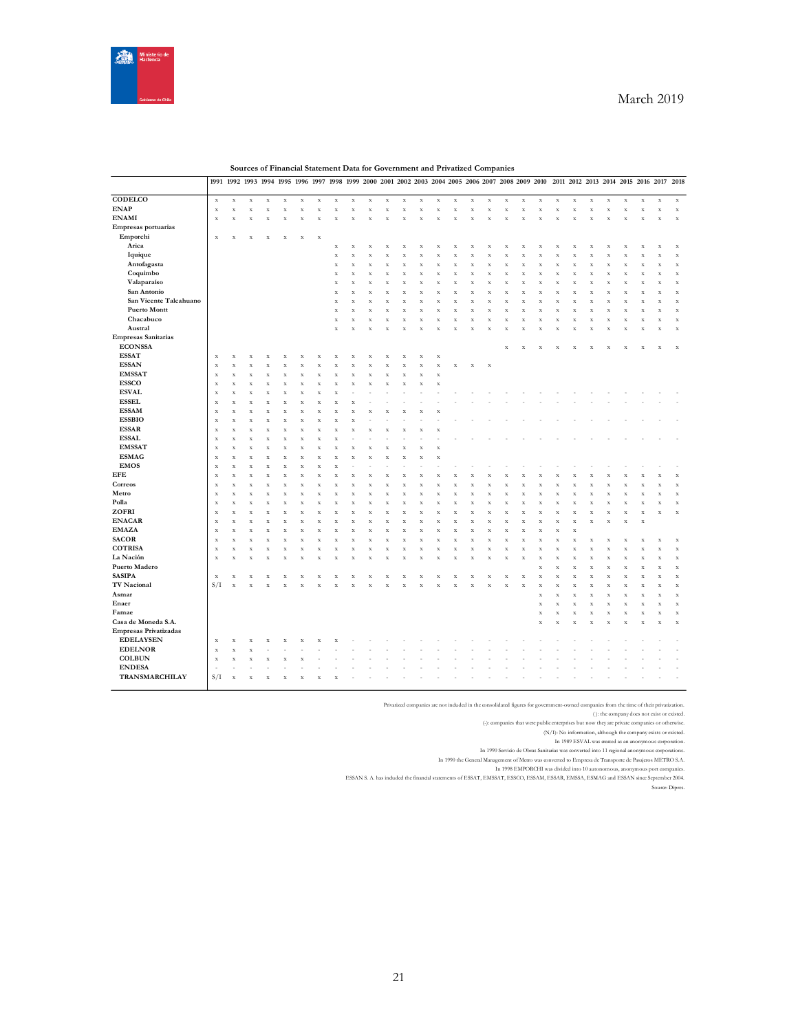**Sources of Financial Statement Data for Government and Privatized Companies**

| | 1991 | 1992 | 1993 | 1994 | 1995 | 1996 | 1997 | 1998 | 1999 | 2000 | 2001 | 2002 | 2003 | 2004 | 2005 | 2006 | 2007 | 2008 | 2009 | 2010 | 2011 | 2012 | 2013 | 2014 | 2015 | 2016 | 2017 | 2018 |
|---|---|---|---|---|---|---|---|---|---|---|---|---|---|---|---|---|---|---|---|---|---|---|---|---|---|---|---|---|
| **CODELCO** | x | x | x | x | x | x | x | x | x | x | x | x | x | x | x | x | x | x | x | x | x | x | x | x | x | x | x | x |
| **ENAP** | x | x | x | x | x | x | x | x | x | x | x | x | x | x | x | x | x | x | x | x | x | x | x | x | x | x | x | x |
| **ENAMI** | x | x | x | x | x | x | x | x | x | x | x | x | x | x | x | x | x | x | x | x | x | x | x | x | x | x | x | x |
| **Empresas portuarias** | | | | | | | | | | | | | | | | | | | | | | | | | | | | |
| **Emporchi** | x | x | x | x | x | x | x | | | | | | | | | | | | | | | | | | | | | |
| **Arica** | | | | | | | | x | x | x | x | x | x | x | x | x | x | x | x | x | x | x | x | x | x | x | x | x |
| **Iquique** | | | | | | | | x | x | x | x | x | x | x | x | x | x | x | x | x | x | x | x | x | x | x | x | x |
| **Antofagasta** | | | | | | | | x | x | x | x | x | x | x | x | x | x | x | x | x | x | x | x | x | x | x | x | x |
| **Coquimbo** | | | | | | | | x | x | x | x | x | x | x | x | x | x | x | x | x | x | x | x | x | x | x | x | x |
| **Valaparaiso** | | | | | | | | x | x | x | x | x | x | x | x | x | x | x | x | x | x | x | x | x | x | x | x | x |
| **San Antonio** | | | | | | | | x | x | x | x | x | x | x | x | x | x | x | x | x | x | x | x | x | x | x | x | x |
| **San Vicente Talcahuano** | | | | | | | | x | x | x | x | x | x | x | x | x | x | x | x | x | x | x | x | x | x | x | x | x |
| **Puerto Montt** | | | | | | | | x | x | x | x | x | x | x | x | x | x | x | x | x | x | x | x | x | x | x | x | x |
| **Chacabuco** | | | | | | | | x | x | x | x | x | x | x | x | x | x | x | x | x | x | x | x | x | x | x | x | x |
| **Austral** | | | | | | | | x | x | x | x | x | x | x | x | x | x | x | x | x | x | x | x | x | x | x | x | x |
| **Empresas Sanitarias** | | | | | | | | | | | | | | | | | | | | | | | | | | | | |
| **ECONSSA** | | | | | | | | | | | | | | | | | | x | x | x | x | x | x | x | x | x | x | x |
| **ESSAT** | x | x | x | x | x | x | x | x | x | x | x | x | x | x | | | | | | | | | | | | | | |
| **ESSAN** | x | x | x | x | x | x | x | x | x | x | x | x | x | x | x | x | x | | | | | | | | | | | |
| **EMSSAT** | x | x | x | x | x | x | x | x | x | x | x | x | x | x | | | | | | | | | | | | | | |
| **ESSCO** | x | x | x | x | x | x | x | x | x | x | x | x | x | x | | | | | | | | | | | | | | |
| **ESVAL** | x | x | x | x | x | x | x | x | - | - | - | - | - | - | - | - | - | - | - | - | - | - | - | - | - | - | - | - |
| **ESSEL** | x | x | x | x | x | x | x | x | x | - | - | - | - | - | - | - | - | - | - | - | - | - | - | - | - | - | - | - |
| **ESSAM** | x | x | x | x | x | x | x | x | x | x | x | x | x | x | | | | | | | | | | | | | | |
| **ESSBIO** | x | x | x | x | x | x | x | x | x | - | - | - | - | - | - | - | - | - | - | - | - | - | - | - | - | - | - | - |
| **ESSAR** | x | x | x | x | x | x | x | x | x | x | x | x | x | x | | | | | | | | | | | | | | |
| **ESSAL** | x | x | x | x | x | x | x | x | - | - | - | - | - | - | - | - | - | - | - | - | - | - | - | - | - | - | - | - |
| **EMSSAT** | x | x | x | x | x | x | x | x | x | x | x | x | x | x | | | | | | | | | | | | | | |
| **ESMAG** | x | x | x | x | x | x | x | x | x | x | x | x | x | x | | | | | | | | | | | | | | |
| **EMOS** | x | x | x | x | x | x | x | x | - | - | - | - | - | - | - | - | - | - | - | - | - | - | - | - | - | - | - | - |
| **EFE** | x | x | x | x | x | x | x | x | x | x | x | x | x | x | x | x | x | x | x | x | x | x | x | x | x | x | x | x |
| **Correos** | x | x | x | x | x | x | x | x | x | x | x | x | x | x | x | x | x | x | x | x | x | x | x | x | x | x | x | x |
| **Metro** | x | x | x | x | x | x | x | x | x | x | x | x | x | x | x | x | x | x | x | x | x | x | x | x | x | x | x | x |
| **Polla** | x | x | x | x | x | x | x | x | x | x | x | x | x | x | x | x | x | x | x | x | x | x | x | x | x | x | x | x |
| **ZOFRI** | x | x | x | x | x | x | x | x | x | x | x | x | x | x | x | x | x | x | x | x | x | x | x | x | x | x | x | x |
| **ENACAR** | x | x | x | x | x | x | x | x | x | x | x | x | x | x | x | x | x | x | x | x | x | x | x | x | x | | | |
| **EMAZA** | x | x | x | x | x | x | x | x | x | x | x | x | x | x | x | x | x | x | x | x | x | x | | | | | | |
| **SACOR** | x | x | x | x | x | x | x | x | x | x | x | x | x | x | x | x | x | x | x | x | x | x | x | x | x | x | x | x |
| **COTRISA** | x | x | x | x | x | x | x | x | x | x | x | x | x | x | x | x | x | x | x | x | x | x | x | x | x | x | x | x |
| **La Nación** | x | x | x | x | x | x | x | x | x | x | x | x | x | x | x | x | x | x | x | x | x | x | x | x | x | x | x | x |
| **Puerto Madero** | | | | | | | | | | | | | | | | | | | | x | x | x | x | x | x | x | x | x |
| **SASIPA** | x | x | x | x | x | x | x | x | x | x | x | x | x | x | x | x | x | x | x | x | x | x | x | x | x | x | x | x |
| **TV Nacional** | S/I | x | x | x | x | x | x | x | x | x | x | x | x | x | x | x | x | x | x | x | x | x | x | x | x | x | x | x |
| **Asmar** | | | | | | | | | | | | | | | | | | | | x | x | x | x | x | x | x | x | x |
| **Enaer** | | | | | | | | | | | | | | | | | | | | x | x | x | x | x | x | x | x | x |
| **Famae** | | | | | | | | | | | | | | | | | | | | x | x | x | x | x | x | x | x | x |
| **Casa de Moneda S.A.** | | | | | | | | | | | | | | | | | | | | x | x | x | x | x | x | x | x | x |
| **Empresas Privatizadas** | | | | | | | | | | | | | | | | | | | | | | | | | | | | |
| **EDELAYSEN** | x | x | x | x | x | x | x | x | - | - | - | - | - | - | - | - | - | - | - | - | - | - | - | - | - | - | - | - |
| **EDELNOR** | x | x | x | - | - | - | - | - | - | - | - | - | - | - | - | - | - | - | - | - | - | - | - | - | - | - | - | - |
| **COLBUN** | x | x | x | x | x | x | - | - | - | - | - | - | - | - | - | - | - | - | - | - | - | - | - | - | - | - | - | - |
| **ENDESA** | - | - | - | - | - | - | - | - | - | - | - | - | - | - | - | - | - | - | - | - | - | - | - | - | - | - | - | - |
| **TRANSMARCHILAY** | S/I | x | x | x | x | x | x | x | - | - | - | - | - | - | - | - | - | - | - | - | - | - | - | - | - | - | - | - |

Privatized companies are not included in the consolidated figures for government-owned companies from the time of their privatization.

( ): the company does not exist or existed.

(-): companies that were public enterprises but now they are private companies or otherwise.

(N/I): No information, although the company exists or existed.

In 1989 ESVAL was created as an anonymous corporation.

In 1990 Servicio de Obras Sanitarias was converted into 11 regional anonymous corporations.

In 1990 the General Management of Metro was converted to Empresa de Transporte de Pasajeros METRO S.A.

In 1998 EMPORCHI was divided into 10 autonomous, anonymous port companies.

ESSAN S. A. has included the financial statements of ESSAT, EMSSAT, ESSCO, ESSAM, ESSAR, EMSSA, ESMAG and ESSAN since September 2004.

Source: Dipres.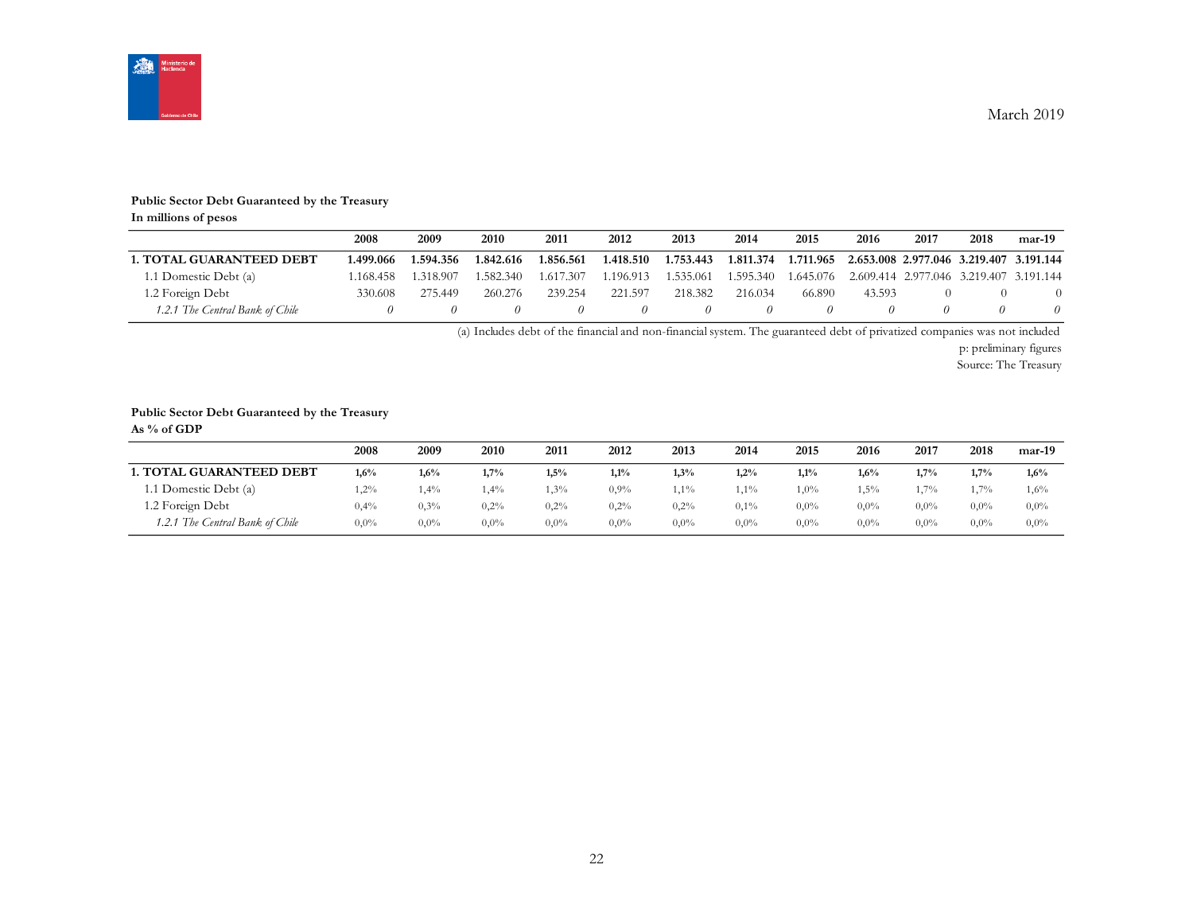March 2019

**Public Sector Debt Guaranteed by the Treasury**
**In millions of pesos**

| | 2008 | 2009 | 2010 | 2011 | 2012 | 2013 | 2014 | 2015 | 2016 | 2017 | 2018 | mar-19 |
|---|---|---|---|---|---|---|---|---|---|---|---|---|
| **1. TOTAL GUARANTEED DEBT** | **1.499.066** | **1.594.356** | **1.842.616** | **1.856.561** | **1.418.510** | **1.753.443** | **1.811.374** | **1.711.965** | **2.653.008** | **2.977.046** | **3.219.407** | **3.191.144** |
| 1.1 Domestic Debt (a) | 1.168.458 | 1.318.907 | 1.582.340 | 1.617.307 | 1.196.913 | 1.535.061 | 1.595.340 | 1.645.076 | 2.609.414 | 2.977.046 | 3.219.407 | 3.191.144 |
| 1.2 Foreign Debt | 330.608 | 275.449 | 260.276 | 239.254 | 221.597 | 218.382 | 216.034 | 66.890 | 43.593 | 0 | 0 | 0 |
| *1.2.1 The Central Bank of Chile* | *0* | *0* | *0* | *0* | *0* | *0* | *0* | *0* | *0* | *0* | *0* | *0* |

(a) Includes debt of the financial and non-financial system. The guaranteed debt of privatized companies was not included

p: preliminary figures

Source: The Treasury

**Public Sector Debt Guaranteed by the Treasury**
**As % of GDP**

| | 2008 | 2009 | 2010 | 2011 | 2012 | 2013 | 2014 | 2015 | 2016 | 2017 | 2018 | mar-19 |
|---|---|---|---|---|---|---|---|---|---|---|---|---|
| **1. TOTAL GUARANTEED DEBT** | **1,6%** | **1,6%** | **1,7%** | **1,5%** | **1,1%** | **1,3%** | **1,2%** | **1,1%** | **1,6%** | **1,7%** | **1,7%** | **1,6%** |
| 1.1 Domestic Debt (a) | 1,2% | 1,4% | 1,4% | 1,3% | 0,9% | 1,1% | 1,1% | 1,0% | 1,5% | 1,7% | 1,7% | 1,6% |
| 1.2 Foreign Debt | 0,4% | 0,3% | 0,2% | 0,2% | 0,2% | 0,2% | 0,1% | 0,0% | 0,0% | 0,0% | 0,0% | 0,0% |
| *1.2.1 The Central Bank of Chile* | 0,0% | 0,0% | 0,0% | 0,0% | 0,0% | 0,0% | 0,0% | 0,0% | 0,0% | 0,0% | 0,0% | 0,0% |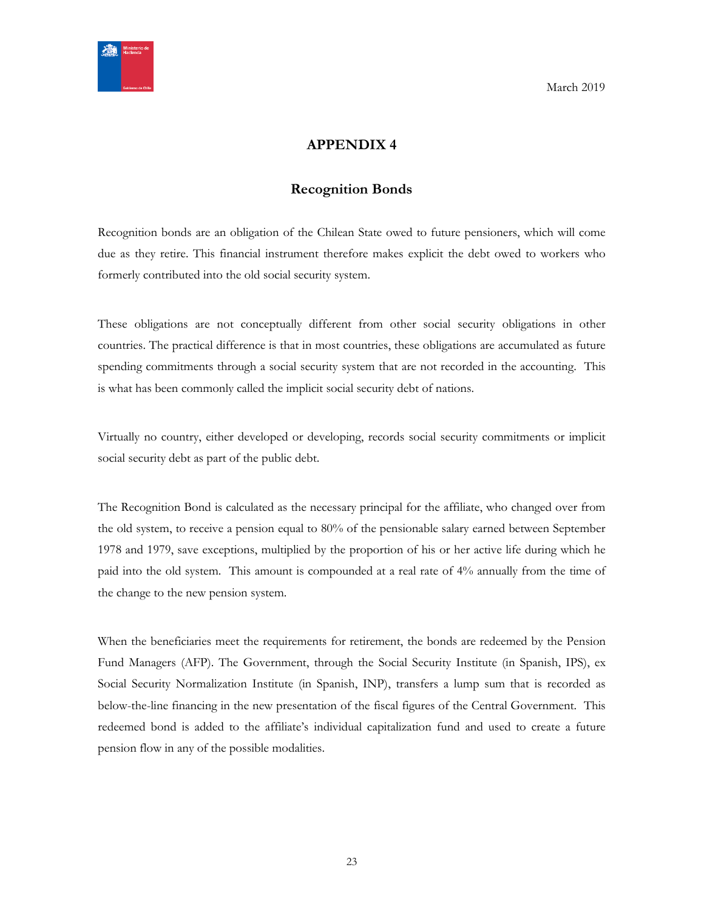March 2019

# APPENDIX 4

## Recognition Bonds

Recognition bonds are an obligation of the Chilean State owed to future pensioners, which will come due as they retire. This financial instrument therefore makes explicit the debt owed to workers who formerly contributed into the old social security system.

These obligations are not conceptually different from other social security obligations in other countries. The practical difference is that in most countries, these obligations are accumulated as future spending commitments through a social security system that are not recorded in the accounting. This is what has been commonly called the implicit social security debt of nations.

Virtually no country, either developed or developing, records social security commitments or implicit social security debt as part of the public debt.

The Recognition Bond is calculated as the necessary principal for the affiliate, who changed over from the old system, to receive a pension equal to 80% of the pensionable salary earned between September 1978 and 1979, save exceptions, multiplied by the proportion of his or her active life during which he paid into the old system. This amount is compounded at a real rate of 4% annually from the time of the change to the new pension system.

When the beneficiaries meet the requirements for retirement, the bonds are redeemed by the Pension Fund Managers (AFP). The Government, through the Social Security Institute (in Spanish, IPS), ex Social Security Normalization Institute (in Spanish, INP), transfers a lump sum that is recorded as below-the-line financing in the new presentation of the fiscal figures of the Central Government. This redeemed bond is added to the affiliate's individual capitalization fund and used to create a future pension flow in any of the possible modalities.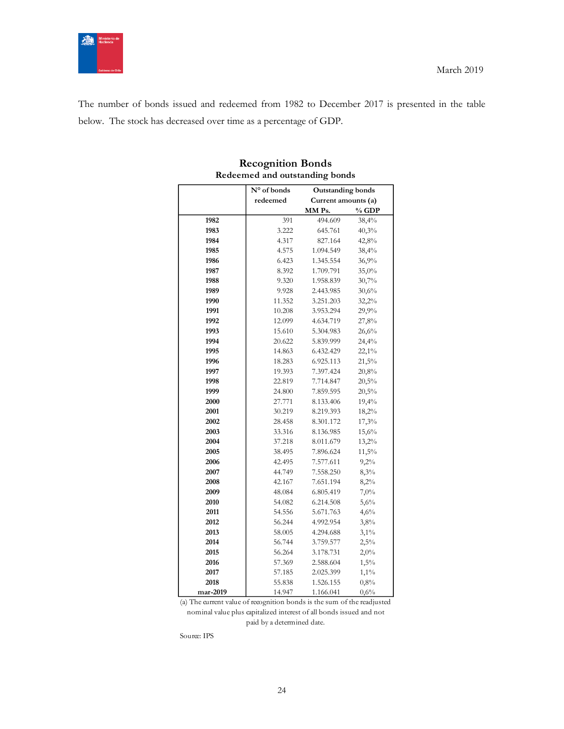The number of bonds issued and redeemed from 1982 to December 2017 is presented in the table below. The stock has decreased over time as a percentage of GDP.

**Recognition Bonds**
**Redeemed and outstanding bonds**

| | N° of bonds redeemed | Outstanding bonds Current amounts (a) | |
|---|---|---|---|
| | | MM Ps. | % GDP |
| **1982** | 391 | 494.609 | 38,4% |
| **1983** | 3.222 | 645.761 | 40,3% |
| **1984** | 4.317 | 827.164 | 42,8% |
| **1985** | 4.575 | 1.094.549 | 38,4% |
| **1986** | 6.423 | 1.345.554 | 36,9% |
| **1987** | 8.392 | 1.709.791 | 35,0% |
| **1988** | 9.320 | 1.958.839 | 30,7% |
| **1989** | 9.928 | 2.443.985 | 30,6% |
| **1990** | 11.352 | 3.251.203 | 32,2% |
| **1991** | 10.208 | 3.953.294 | 29,9% |
| **1992** | 12.099 | 4.634.719 | 27,8% |
| **1993** | 15.610 | 5.304.983 | 26,6% |
| **1994** | 20.622 | 5.839.999 | 24,4% |
| **1995** | 14.863 | 6.432.429 | 22,1% |
| **1996** | 18.283 | 6.925.113 | 21,5% |
| **1997** | 19.393 | 7.397.424 | 20,8% |
| **1998** | 22.819 | 7.714.847 | 20,5% |
| **1999** | 24.800 | 7.859.595 | 20,5% |
| **2000** | 27.771 | 8.133.406 | 19,4% |
| **2001** | 30.219 | 8.219.393 | 18,2% |
| **2002** | 28.458 | 8.301.172 | 17,3% |
| **2003** | 33.316 | 8.136.985 | 15,6% |
| **2004** | 37.218 | 8.011.679 | 13,2% |
| **2005** | 38.495 | 7.896.624 | 11,5% |
| **2006** | 42.495 | 7.577.611 | 9,2% |
| **2007** | 44.749 | 7.558.250 | 8,3% |
| **2008** | 42.167 | 7.651.194 | 8,2% |
| **2009** | 48.084 | 6.805.419 | 7,0% |
| **2010** | 54.082 | 6.214.508 | 5,6% |
| **2011** | 54.556 | 5.671.763 | 4,6% |
| **2012** | 56.244 | 4.992.954 | 3,8% |
| **2013** | 58.005 | 4.294.688 | 3,1% |
| **2014** | 56.744 | 3.759.577 | 2,5% |
| **2015** | 56.264 | 3.178.731 | 2,0% |
| **2016** | 57.369 | 2.588.604 | 1,5% |
| **2017** | 57.185 | 2.025.399 | 1,1% |
| **2018** | 55.838 | 1.526.155 | 0,8% |
| **mar-2019** | 14.947 | 1.166.041 | 0,6% |

(a) The current value of recognition bonds is the sum of the readjusted nominal value plus capitalized interest of all bonds issued and not paid by a determined date.

Source: IPS